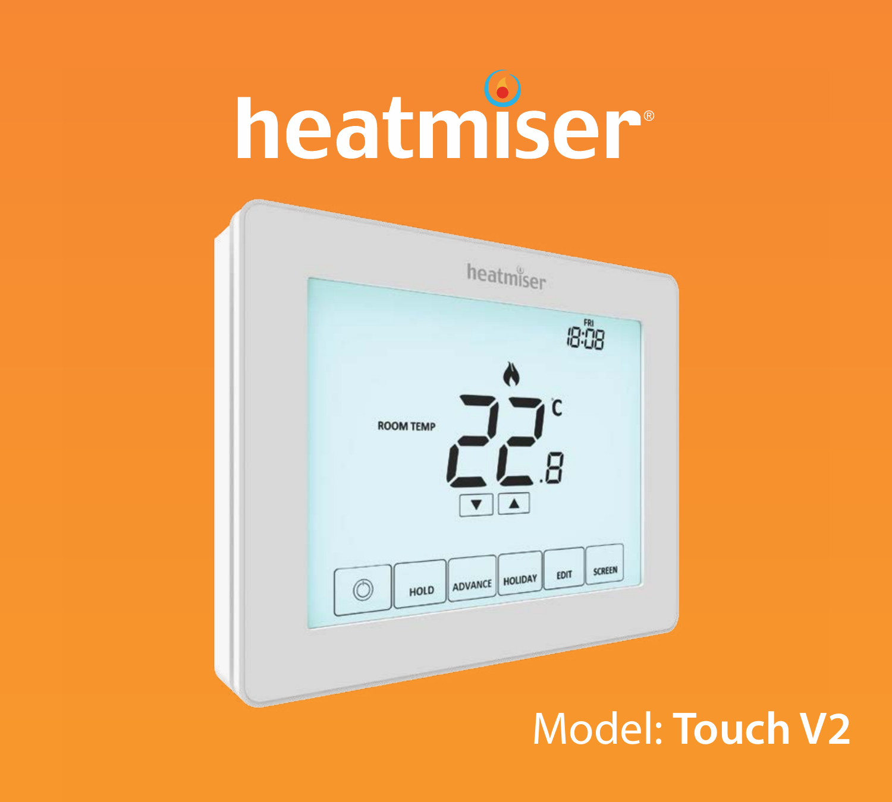# heatmiser®

Model: **Touch V2**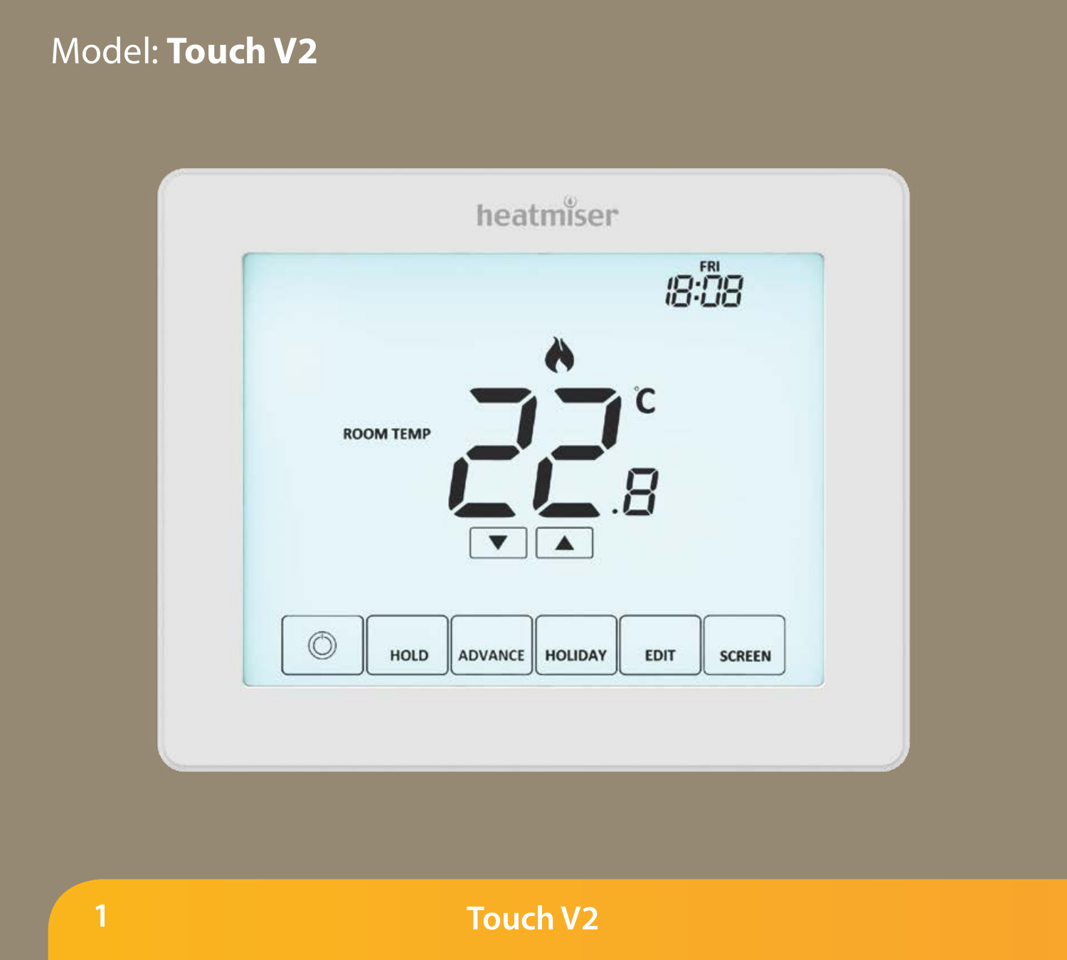Model: **Touch V2**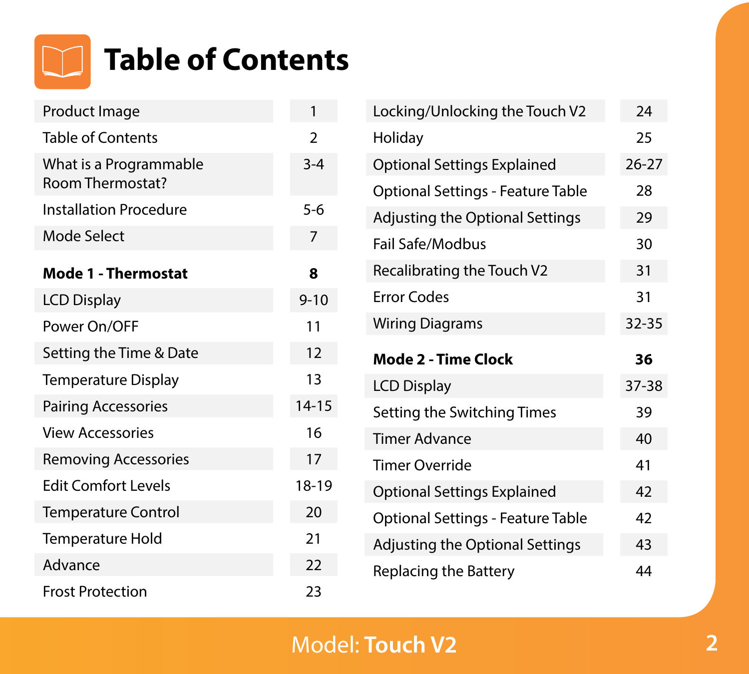# Table of Contents

| Section | Page |
|---|---|
| Product Image | 1 |
| Table of Contents | 2 |
| What is a Programmable Room Thermostat? | 3-4 |
| Installation Procedure | 5-6 |
| Mode Select | 7 |
| **Mode 1 - Thermostat** | **8** |
| LCD Display | 9-10 |
| Power On/OFF | 11 |
| Setting the Time & Date | 12 |
| Temperature Display | 13 |
| Pairing Accessories | 14-15 |
| View Accessories | 16 |
| Removing Accessories | 17 |
| Edit Comfort Levels | 18-19 |
| Temperature Control | 20 |
| Temperature Hold | 21 |
| Advance | 22 |
| Frost Protection | 23 |
| Locking/Unlocking the Touch V2 | 24 |
| Holiday | 25 |
| Optional Settings Explained | 26-27 |
| Optional Settings - Feature Table | 28 |
| Adjusting the Optional Settings | 29 |
| Fail Safe/Modbus | 30 |
| Recalibrating the Touch V2 | 31 |
| Error Codes | 31 |
| Wiring Diagrams | 32-35 |
| **Mode 2 - Time Clock** | **36** |
| LCD Display | 37-38 |
| Setting the Switching Times | 39 |
| Timer Advance | 40 |
| Timer Override | 41 |
| Optional Settings Explained | 42 |
| Optional Settings - Feature Table | 42 |
| Adjusting the Optional Settings | 43 |
| Replacing the Battery | 44 |

Model: **Touch V2**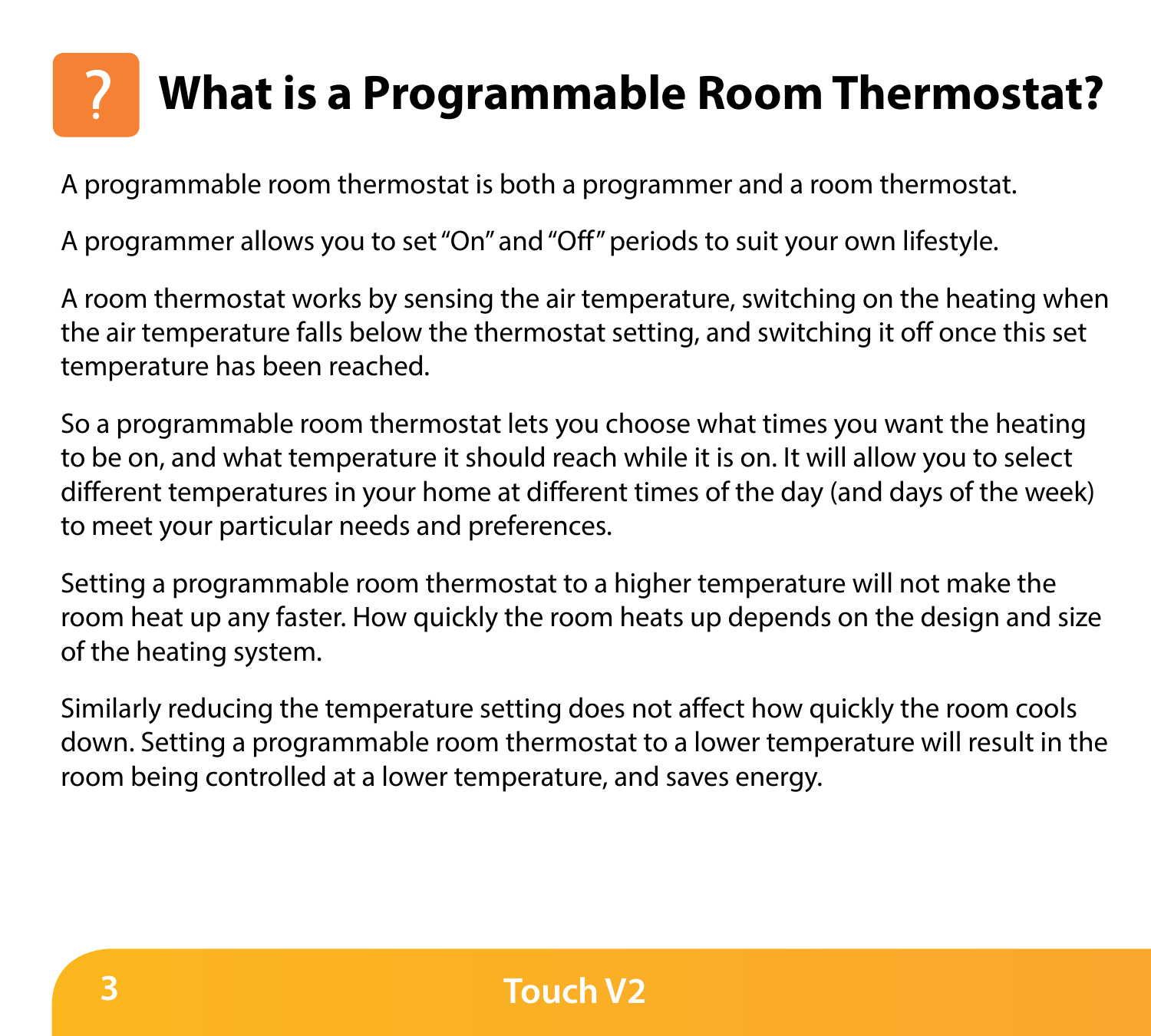# What is a Programmable Room Thermostat?

A programmable room thermostat is both a programmer and a room thermostat.

A programmer allows you to set "On" and "Off" periods to suit your own lifestyle.

A room thermostat works by sensing the air temperature, switching on the heating when the air temperature falls below the thermostat setting, and switching it off once this set temperature has been reached.

So a programmable room thermostat lets you choose what times you want the heating to be on, and what temperature it should reach while it is on. It will allow you to select different temperatures in your home at different times of the day (and days of the week) to meet your particular needs and preferences.

Setting a programmable room thermostat to a higher temperature will not make the room heat up any faster. How quickly the room heats up depends on the design and size of the heating system.

Similarly reducing the temperature setting does not affect how quickly the room cools down. Setting a programmable room thermostat to a lower temperature will result in the room being controlled at a lower temperature, and saves energy.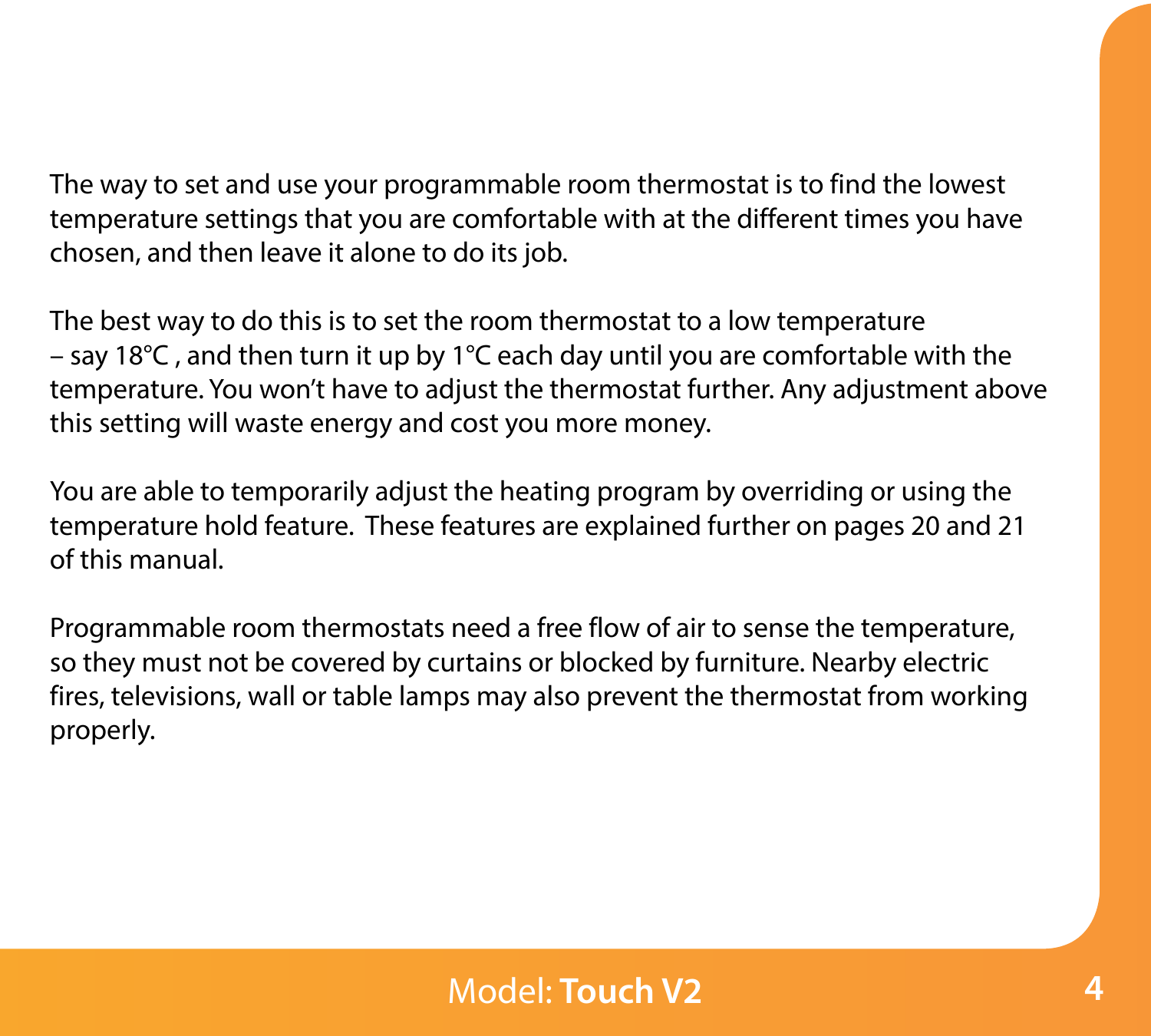The way to set and use your programmable room thermostat is to find the lowest temperature settings that you are comfortable with at the different times you have chosen, and then leave it alone to do its job.

The best way to do this is to set the room thermostat to a low temperature – say 18°C , and then turn it up by 1°C each day until you are comfortable with the temperature. You won't have to adjust the thermostat further. Any adjustment above this setting will waste energy and cost you more money.

You are able to temporarily adjust the heating program by overriding or using the temperature hold feature. These features are explained further on pages 20 and 21 of this manual.

Programmable room thermostats need a free flow of air to sense the temperature, so they must not be covered by curtains or blocked by furniture. Nearby electric fires, televisions, wall or table lamps may also prevent the thermostat from working properly.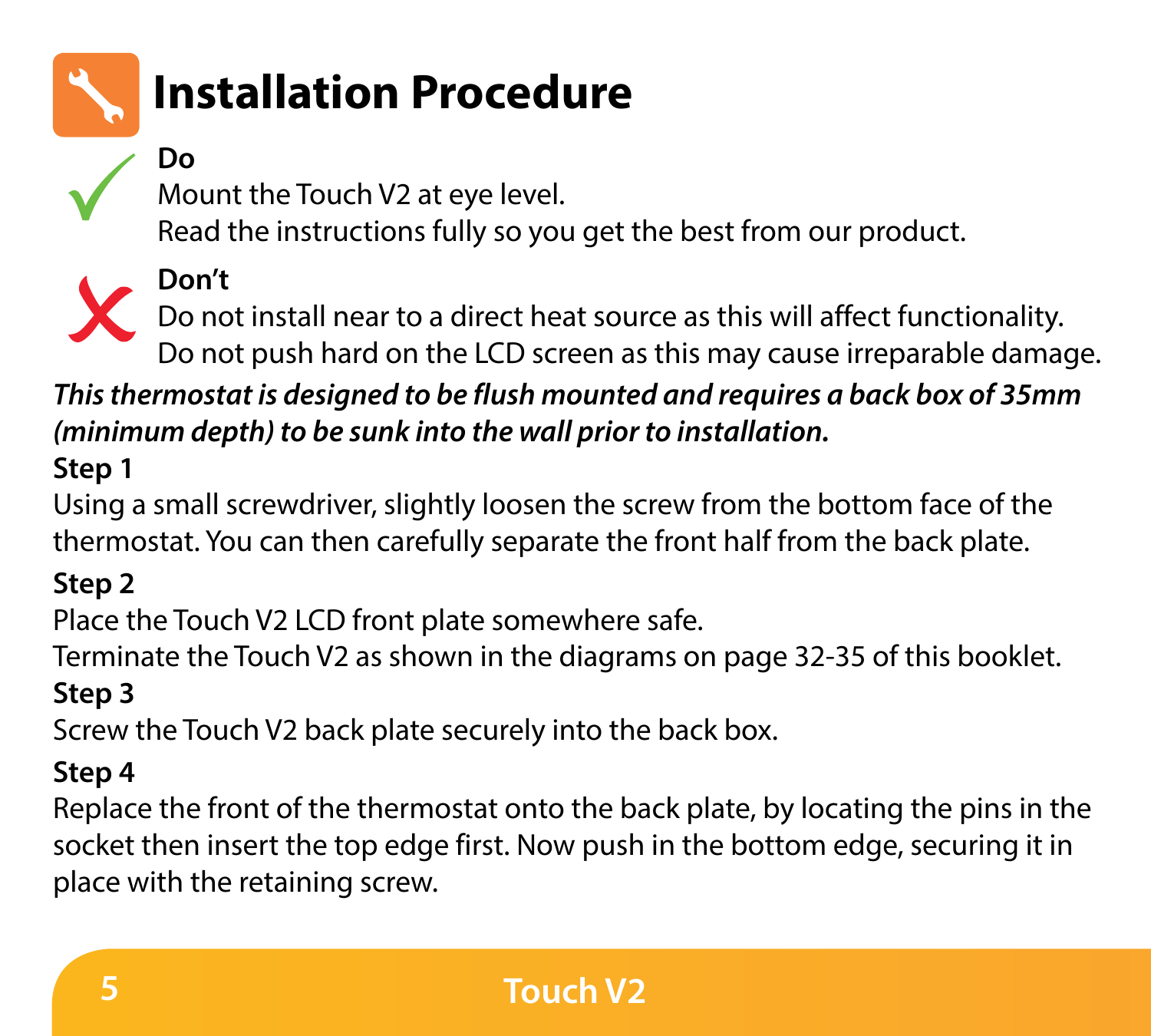# Installation Procedure

**Do**

Mount the Touch V2 at eye level.
Read the instructions fully so you get the best from our product.

**Don't**

Do not install near to a direct heat source as this will affect functionality.
Do not push hard on the LCD screen as this may cause irreparable damage.

***This thermostat is designed to be flush mounted and requires a back box of 35mm (minimum depth) to be sunk into the wall prior to installation.***

**Step 1**

Using a small screwdriver, slightly loosen the screw from the bottom face of the thermostat. You can then carefully separate the front half from the back plate.

**Step 2**

Place the Touch V2 LCD front plate somewhere safe.
Terminate the Touch V2 as shown in the diagrams on page 32-35 of this booklet.

**Step 3**

Screw the Touch V2 back plate securely into the back box.

**Step 4**

Replace the front of the thermostat onto the back plate, by locating the pins in the socket then insert the top edge first. Now push in the bottom edge, securing it in place with the retaining screw.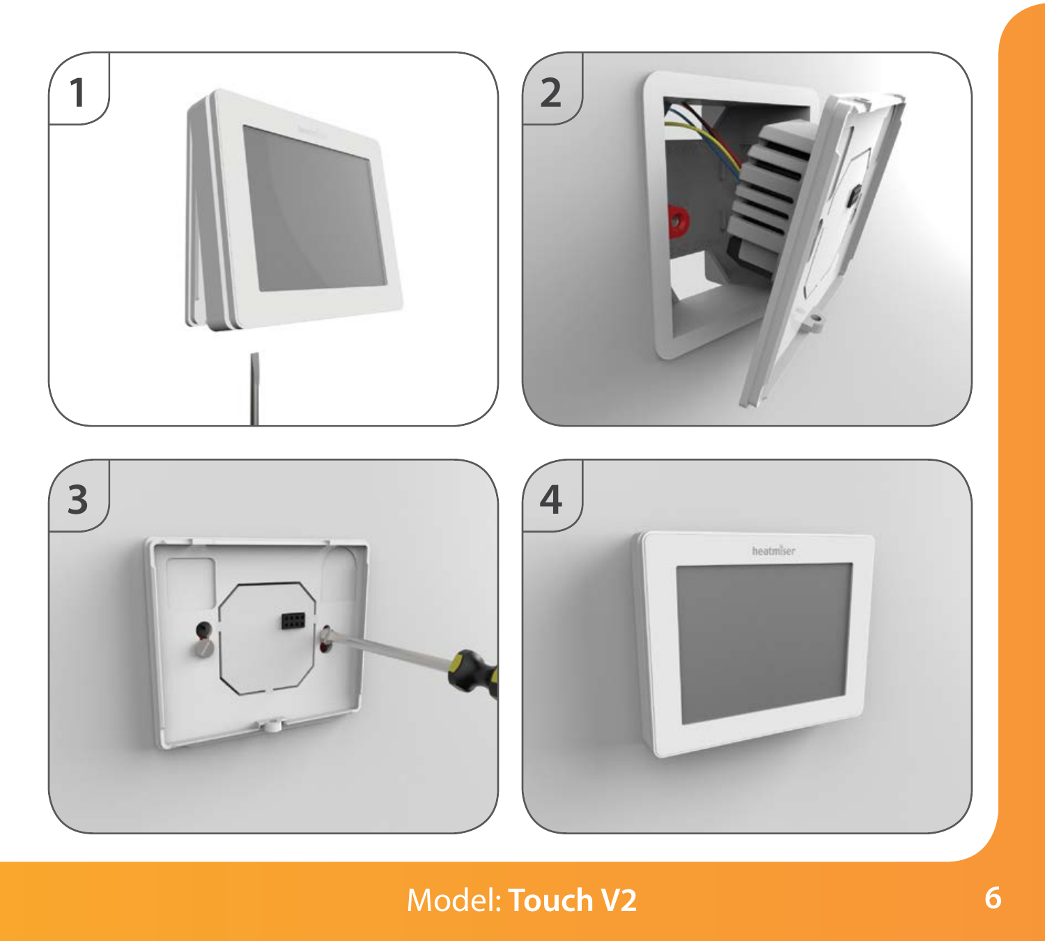1

2

3

4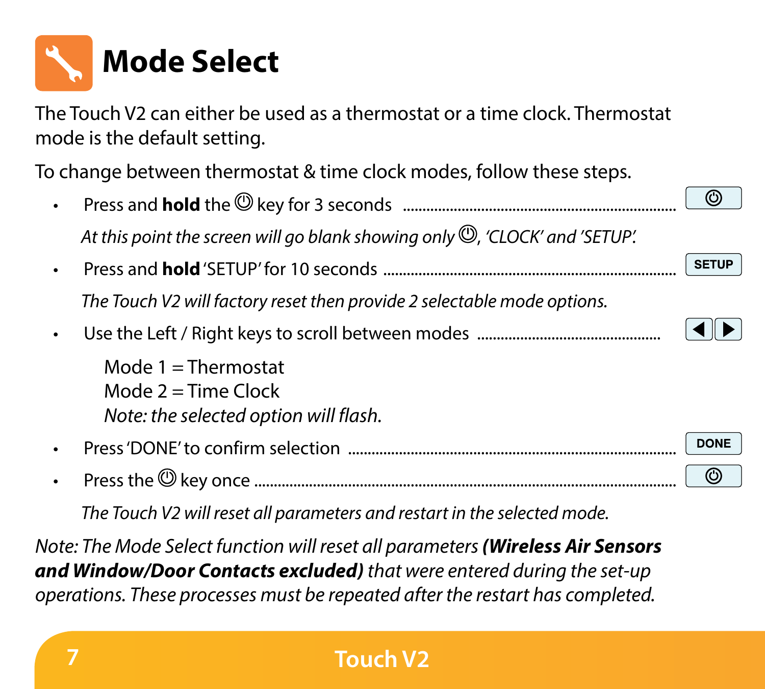# Mode Select

The Touch V2 can either be used as a thermostat or a time clock. Thermostat mode is the default setting.

To change between thermostat & time clock modes, follow these steps.

- Press and **hold** the ⏻ key for 3 seconds ........ ⏻

  *At this point the screen will go blank showing only ⏻, 'CLOCK' and 'SETUP'.*

- Press and **hold** 'SETUP' for 10 seconds ........ SETUP

  *The Touch V2 will factory reset then provide 2 selectable mode options.*

- Use the Left / Right keys to scroll between modes ........ ◀ ▶

  Mode 1 = Thermostat
  Mode 2 = Time Clock
  *Note: the selected option will flash.*

- Press 'DONE' to confirm selection ........ DONE

- Press the ⏻ key once ........ ⏻

  *The Touch V2 will reset all parameters and restart in the selected mode.*

*Note: The Mode Select function will reset all parameters* ***(Wireless Air Sensors and Window/Door Contacts excluded)*** *that were entered during the set-up operations. These processes must be repeated after the restart has completed.*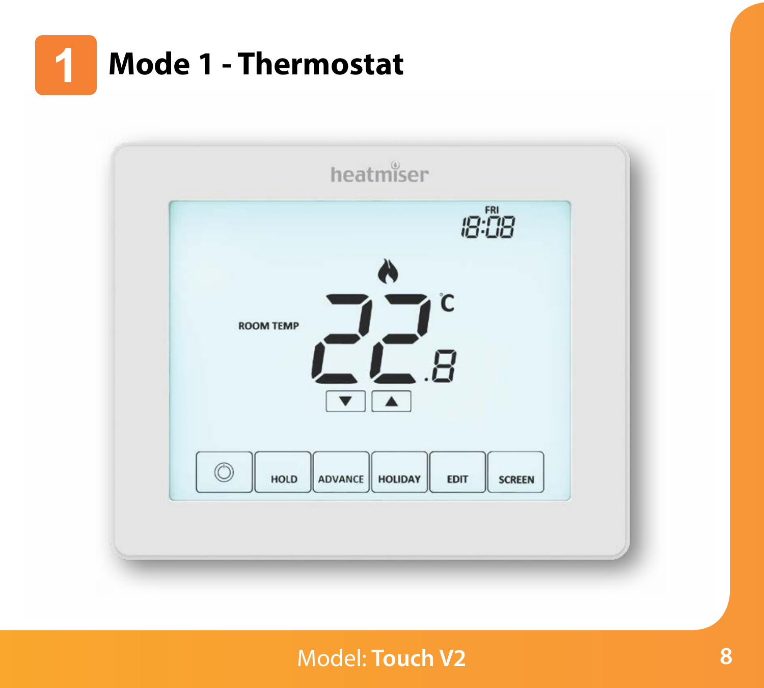# 1 Mode 1 - Thermostat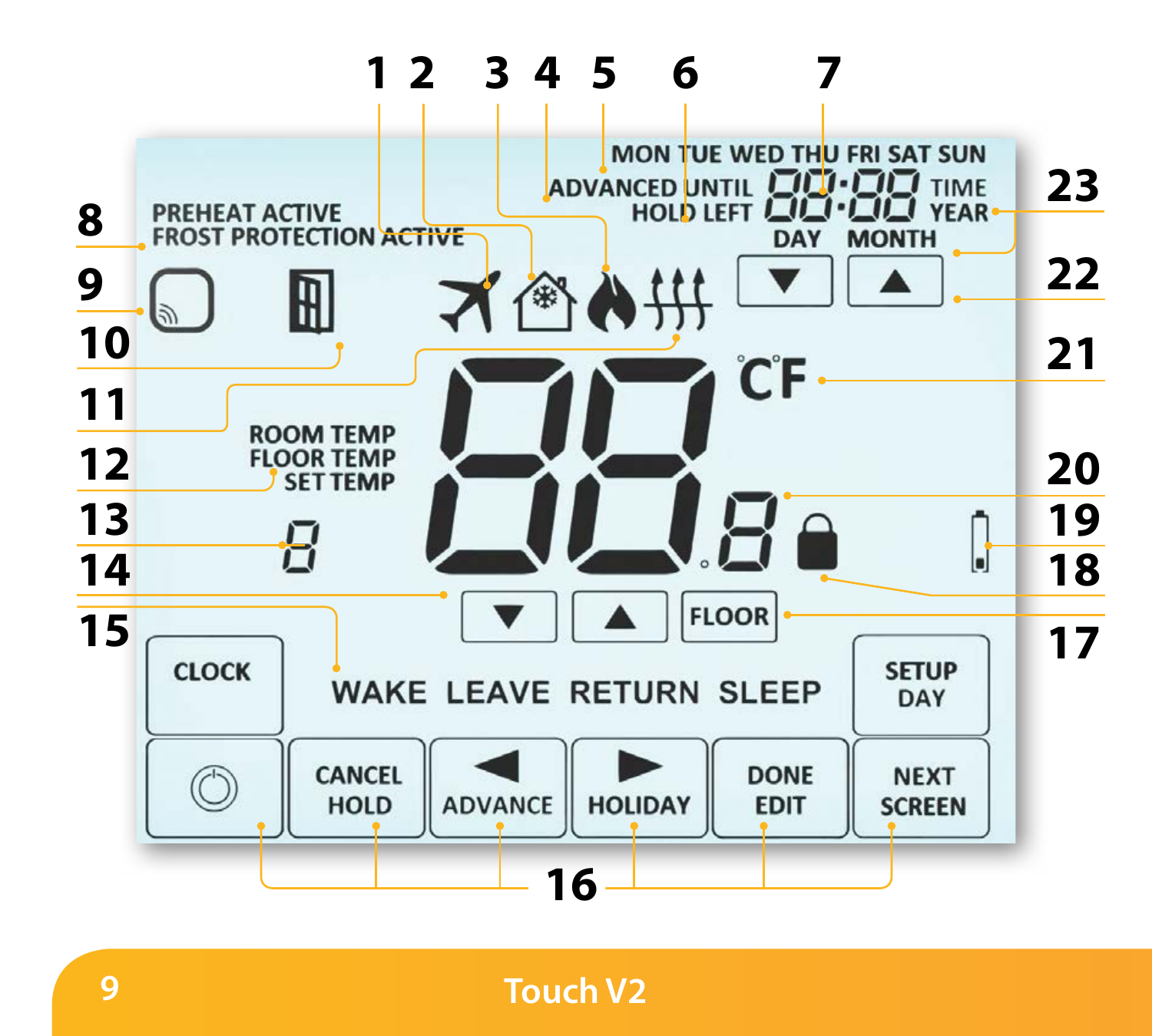PREHEAT ACTIVE
FROST PROTECTION ACTIVE

MON TUE WED THU FRI SAT SUN

ADVANCED UNTIL
HOLD LEFT

88:88 TIME
YEAR

DAY MONTH

°C°F

ROOM TEMP
FLOOR TEMP
SET TEMP

FLOOR

CLOCK

WAKE LEAVE RETURN SLEEP

SETUP
DAY

CANCEL
HOLD

ADVANCE

HOLIDAY

DONE
EDIT

NEXT
SCREEN

1 2 3 4 5 6 7 8 9 10 11 12 13 14 15 16 17 18 19 20 21 22 23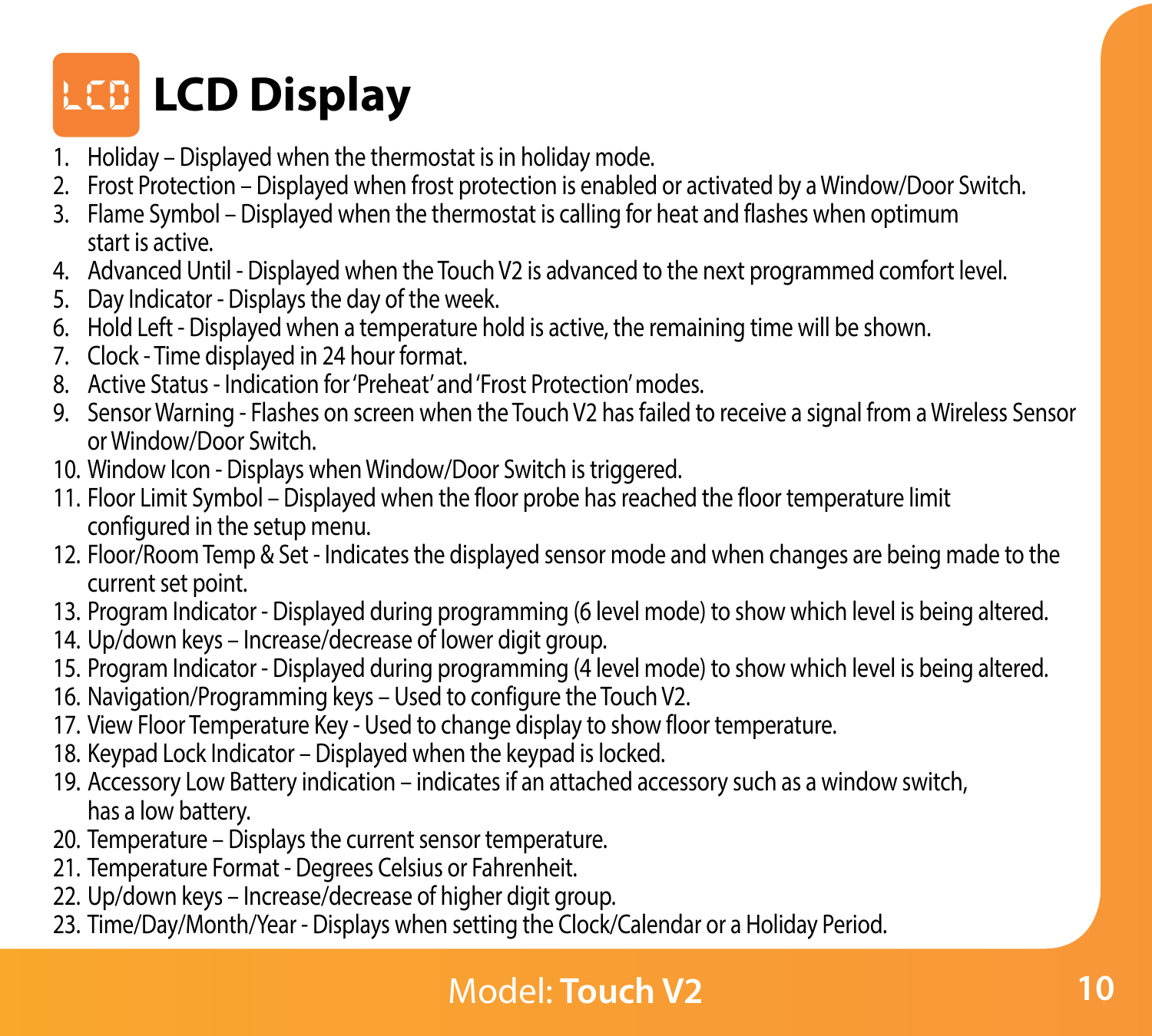# LCD Display

1. Holiday – Displayed when the thermostat is in holiday mode.
2. Frost Protection – Displayed when frost protection is enabled or activated by a Window/Door Switch.
3. Flame Symbol – Displayed when the thermostat is calling for heat and flashes when optimum start is active.
4. Advanced Until - Displayed when the Touch V2 is advanced to the next programmed comfort level.
5. Day Indicator - Displays the day of the week.
6. Hold Left - Displayed when a temperature hold is active, the remaining time will be shown.
7. Clock - Time displayed in 24 hour format.
8. Active Status - Indication for 'Preheat' and 'Frost Protection' modes.
9. Sensor Warning - Flashes on screen when the Touch V2 has failed to receive a signal from a Wireless Sensor or Window/Door Switch.
10. Window Icon - Displays when Window/Door Switch is triggered.
11. Floor Limit Symbol – Displayed when the floor probe has reached the floor temperature limit configured in the setup menu.
12. Floor/Room Temp & Set - Indicates the displayed sensor mode and when changes are being made to the current set point.
13. Program Indicator - Displayed during programming (6 level mode) to show which level is being altered.
14. Up/down keys – Increase/decrease of lower digit group.
15. Program Indicator - Displayed during programming (4 level mode) to show which level is being altered.
16. Navigation/Programming keys – Used to configure the Touch V2.
17. View Floor Temperature Key - Used to change display to show floor temperature.
18. Keypad Lock Indicator – Displayed when the keypad is locked.
19. Accessory Low Battery indication – indicates if an attached accessory such as a window switch, has a low battery.
20. Temperature – Displays the current sensor temperature.
21. Temperature Format - Degrees Celsius or Fahrenheit.
22. Up/down keys – Increase/decrease of higher digit group.
23. Time/Day/Month/Year - Displays when setting the Clock/Calendar or a Holiday Period.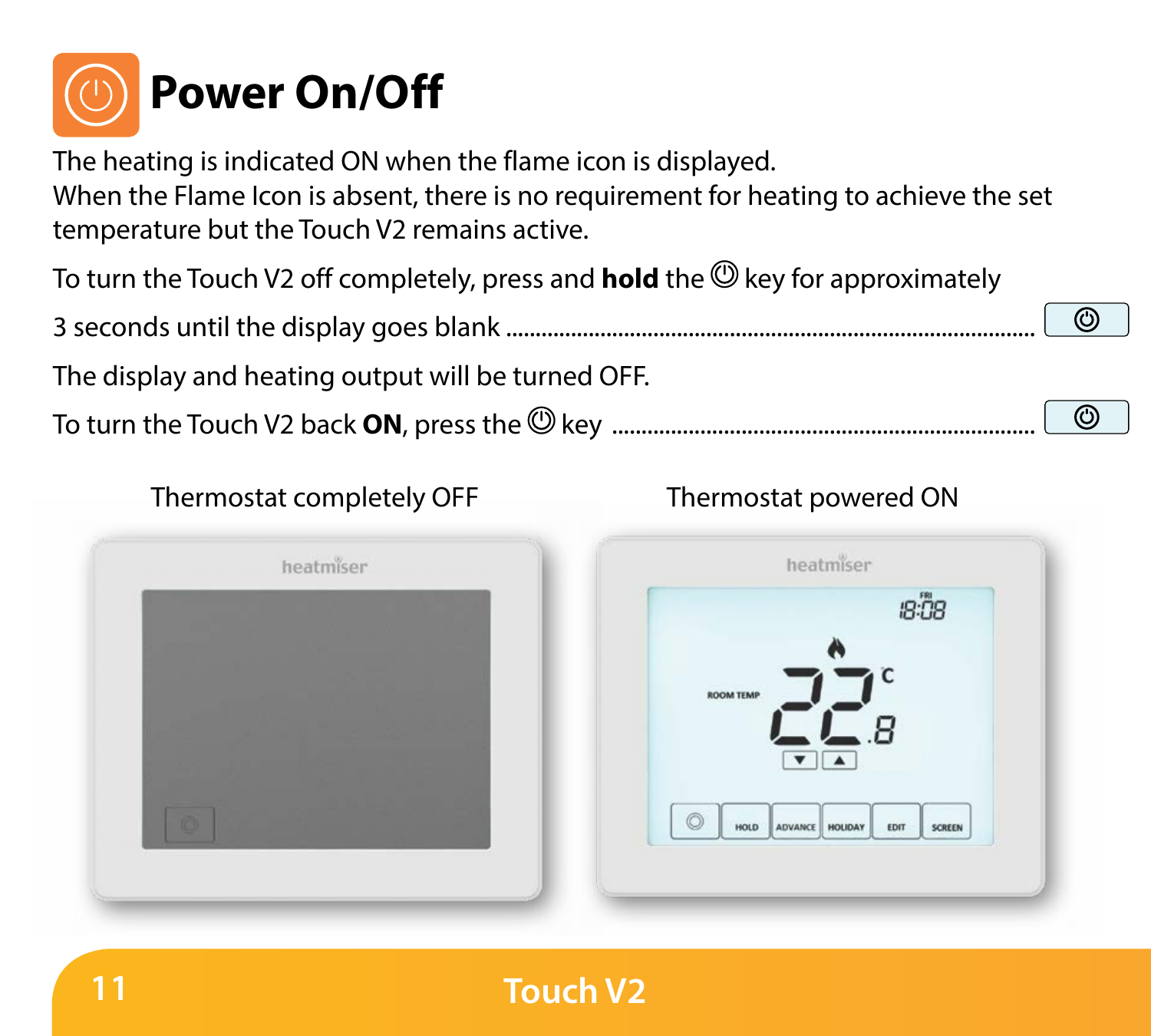# Power On/Off

The heating is indicated ON when the flame icon is displayed.
When the Flame Icon is absent, there is no requirement for heating to achieve the set temperature but the Touch V2 remains active.

To turn the Touch V2 off completely, press and **hold** the ⏻ key for approximately 3 seconds until the display goes blank ........................................ ⏻

The display and heating output will be turned OFF.

To turn the Touch V2 back **ON**, press the ⏻ key ........................................ ⏻

Thermostat completely OFF

Thermostat powered ON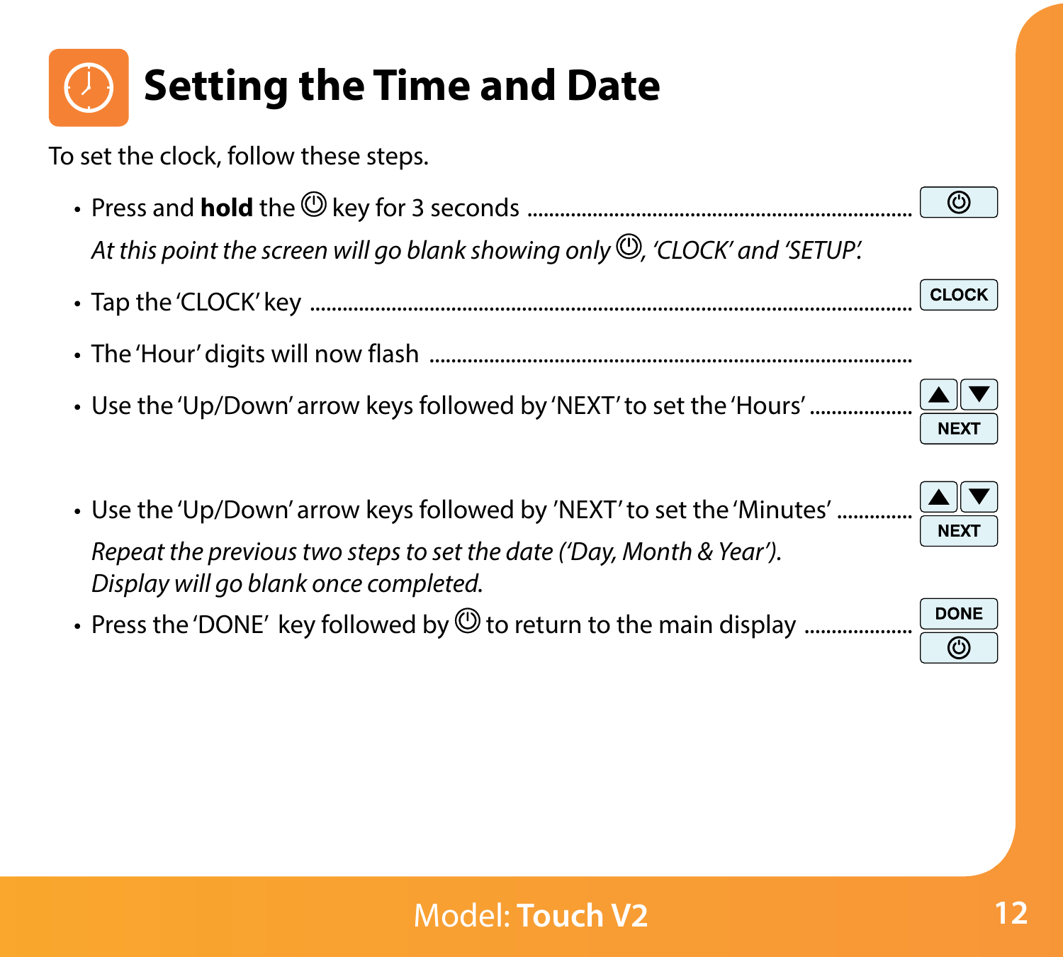# Setting the Time and Date

To set the clock, follow these steps.

- Press and **hold** the ⏻ key for 3 seconds ........................................................... ⏻

  *At this point the screen will go blank showing only ⏻, 'CLOCK' and 'SETUP'.*

- Tap the 'CLOCK' key ........................................................................................... CLOCK

- The 'Hour' digits will now flash ..........................................................................

- Use the 'Up/Down' arrow keys followed by 'NEXT' to set the 'Hours' .................. ▲ ▼ NEXT

- Use the 'Up/Down' arrow keys followed by 'NEXT' to set the 'Minutes' ............. ▲ ▼ NEXT

  *Repeat the previous two steps to set the date ('Day, Month & Year').*
  *Display will go blank once completed.*

- Press the 'DONE' key followed by ⏻ to return to the main display .................... DONE ⏻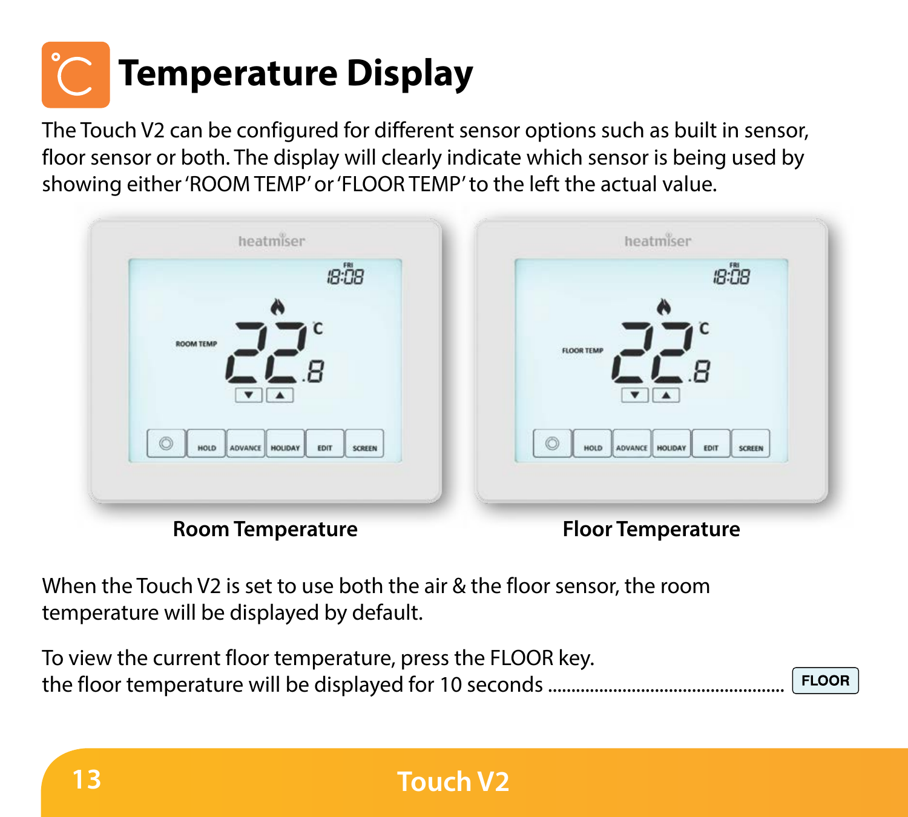# Temperature Display

The Touch V2 can be configured for different sensor options such as built in sensor, floor sensor or both. The display will clearly indicate which sensor is being used by showing either 'ROOM TEMP' or 'FLOOR TEMP' to the left the actual value.

**Room Temperature** **Floor Temperature**

When the Touch V2 is set to use both the air & the floor sensor, the room temperature will be displayed by default.

To view the current floor temperature, press the FLOOR key.
the floor temperature will be displayed for 10 seconds ........................................ **FLOOR**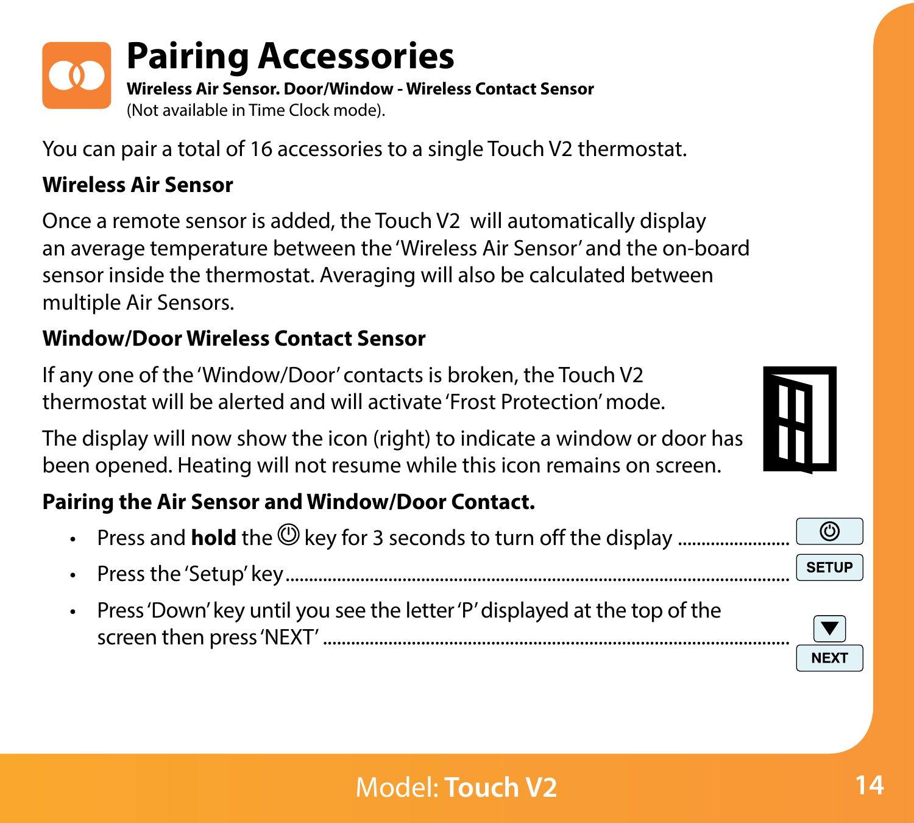# Pairing Accessories

**Wireless Air Sensor. Door/Window - Wireless Contact Sensor**
(Not available in Time Clock mode).

You can pair a total of 16 accessories to a single Touch V2 thermostat.

### Wireless Air Sensor

Once a remote sensor is added, the Touch V2 will automatically display an average temperature between the 'Wireless Air Sensor' and the on-board sensor inside the thermostat. Averaging will also be calculated between multiple Air Sensors.

### Window/Door Wireless Contact Sensor

If any one of the 'Window/Door' contacts is broken, the Touch V2 thermostat will be alerted and will activate 'Frost Protection' mode.

The display will now show the icon (right) to indicate a window or door has been opened. Heating will not resume while this icon remains on screen.

### Pairing the Air Sensor and Window/Door Contact.

- Press and **hold** the ⏻ key for 3 seconds to turn off the display ........................ ⏻
- Press the 'Setup' key ........................ SETUP
- Press 'Down' key until you see the letter 'P' displayed at the top of the screen then press 'NEXT' ........................ ▼ NEXT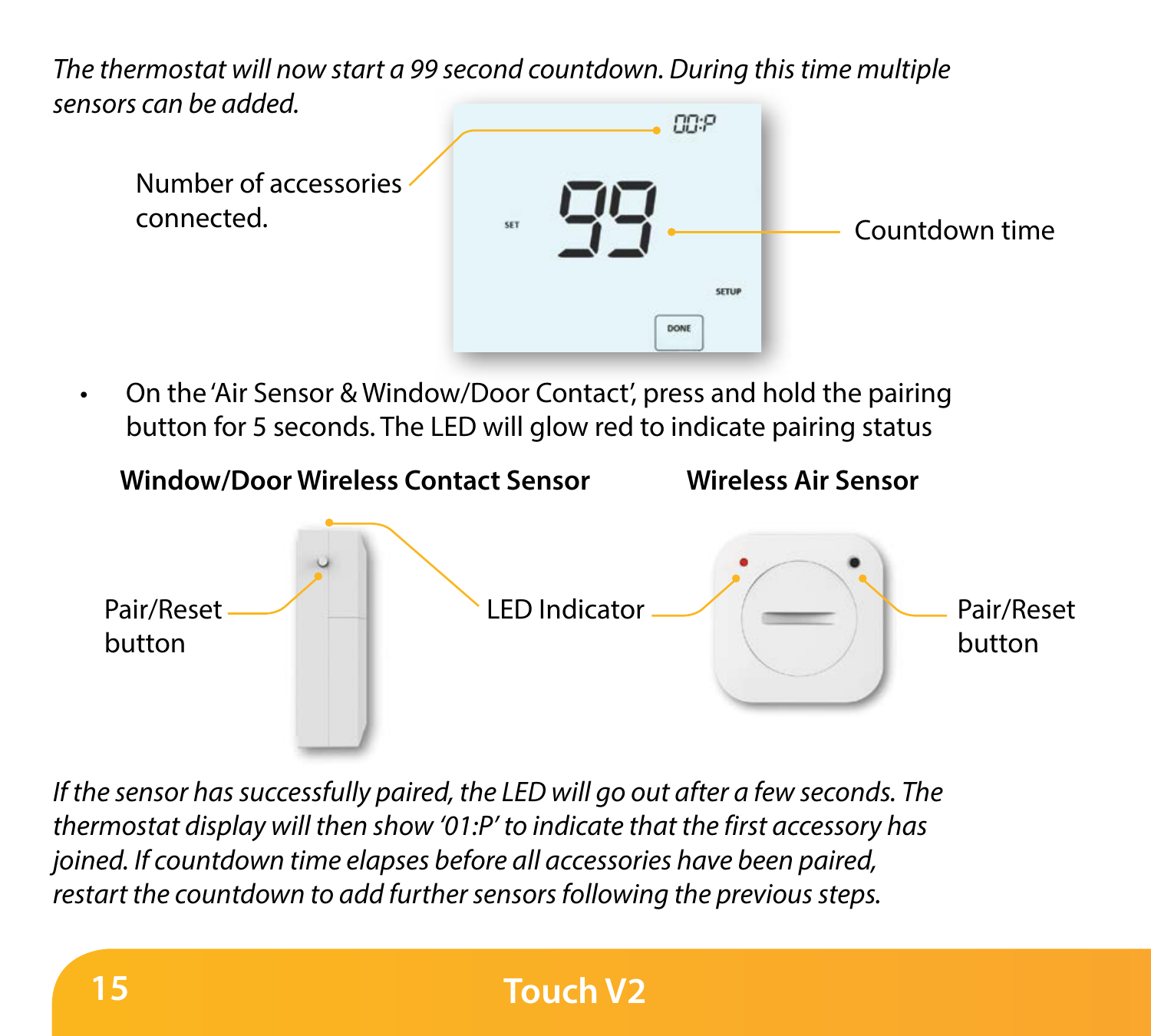*The thermostat will now start a 99 second countdown. During this time multiple sensors can be added.*

Number of accessories connected.

Countdown time

- On the 'Air Sensor & Window/Door Contact', press and hold the pairing button for 5 seconds. The LED will glow red to indicate pairing status

**Window/Door Wireless Contact Sensor**

**Wireless Air Sensor**

Pair/Reset button

LED Indicator

Pair/Reset button

*If the sensor has successfully paired, the LED will go out after a few seconds. The thermostat display will then show '01:P' to indicate that the first accessory has joined. If countdown time elapses before all accessories have been paired, restart the countdown to add further sensors following the previous steps.*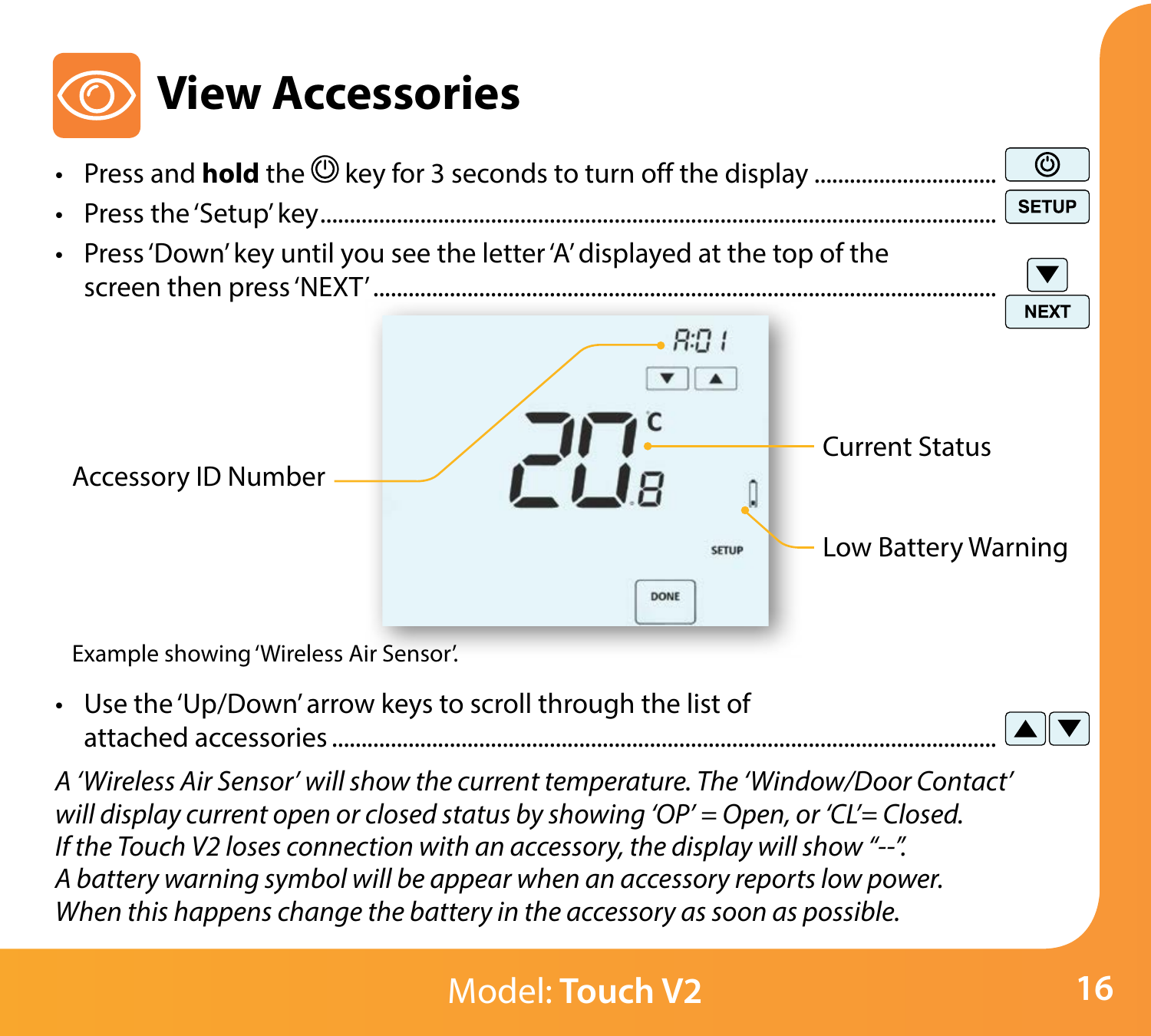# View Accessories

- Press and **hold** the ⏻ key for 3 seconds to turn off the display ............................ ⏻
- Press the 'Setup' key ............................................................................................... SETUP
- Press 'Down' key until you see the letter 'A' displayed at the top of the screen then press 'NEXT' ............................................................................................... ▼ NEXT

Accessory ID Number

Current Status

Low Battery Warning

Example showing 'Wireless Air Sensor'.

- Use the 'Up/Down' arrow keys to scroll through the list of attached accessories ............................................................................................... ▲▼

*A 'Wireless Air Sensor' will show the current temperature. The 'Window/Door Contact' will display current open or closed status by showing 'OP' = Open, or 'CL'= Closed. If the Touch V2 loses connection with an accessory, the display will show "--". A battery warning symbol will be appear when an accessory reports low power. When this happens change the battery in the accessory as soon as possible.*

Model: **Touch V2**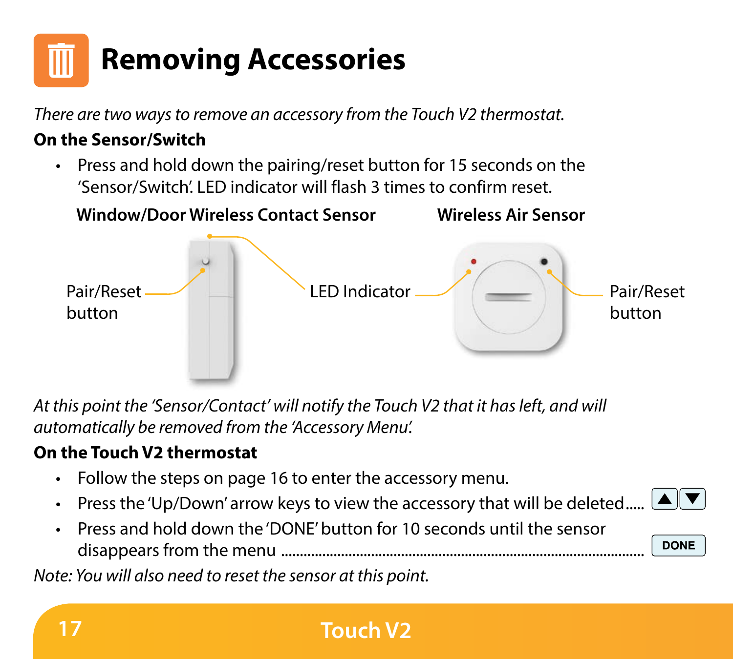# Removing Accessories

*There are two ways to remove an accessory from the Touch V2 thermostat.*

**On the Sensor/Switch**

- Press and hold down the pairing/reset button for 15 seconds on the 'Sensor/Switch'. LED indicator will flash 3 times to confirm reset.

**Window/Door Wireless Contact Sensor** **Wireless Air Sensor**

Pair/Reset button

LED Indicator

Pair/Reset button

*At this point the 'Sensor/Contact' will notify the Touch V2 that it has left, and will automatically be removed from the 'Accessory Menu'.*

**On the Touch V2 thermostat**

- Follow the steps on page 16 to enter the accessory menu.
- Press the 'Up/Down' arrow keys to view the accessory that will be deleted..... ▲▼
- Press and hold down the 'DONE' button for 10 seconds until the sensor disappears from the menu .......... DONE

*Note: You will also need to reset the sensor at this point.*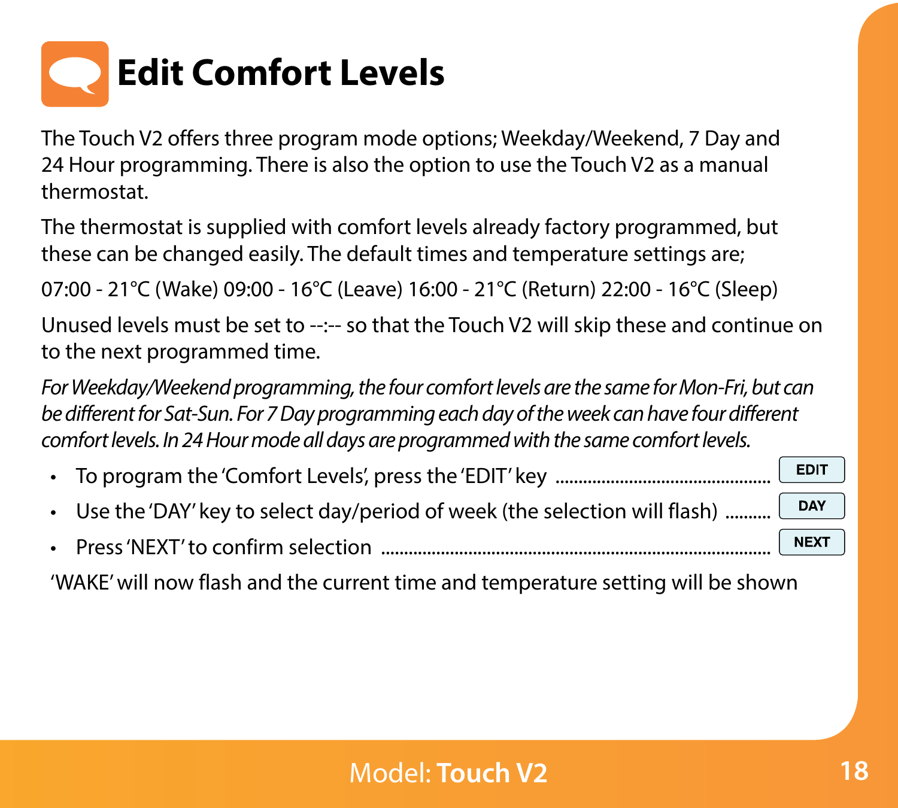# Edit Comfort Levels

The Touch V2 offers three program mode options; Weekday/Weekend, 7 Day and 24 Hour programming. There is also the option to use the Touch V2 as a manual thermostat.

The thermostat is supplied with comfort levels already factory programmed, but these can be changed easily. The default times and temperature settings are;

07:00 - 21°C (Wake) 09:00 - 16°C (Leave) 16:00 - 21°C (Return) 22:00 - 16°C (Sleep)

Unused levels must be set to --:-- so that the Touch V2 will skip these and continue on to the next programmed time.

*For Weekday/Weekend programming, the four comfort levels are the same for Mon-Fri, but can be different for Sat-Sun. For 7 Day programming each day of the week can have four different comfort levels. In 24 Hour mode all days are programmed with the same comfort levels.*

- To program the 'Comfort Levels', press the 'EDIT' key .......... **EDIT**
- Use the 'DAY' key to select day/period of week (the selection will flash) .......... **DAY**
- Press 'NEXT' to confirm selection .......... **NEXT**

'WAKE' will now flash and the current time and temperature setting will be shown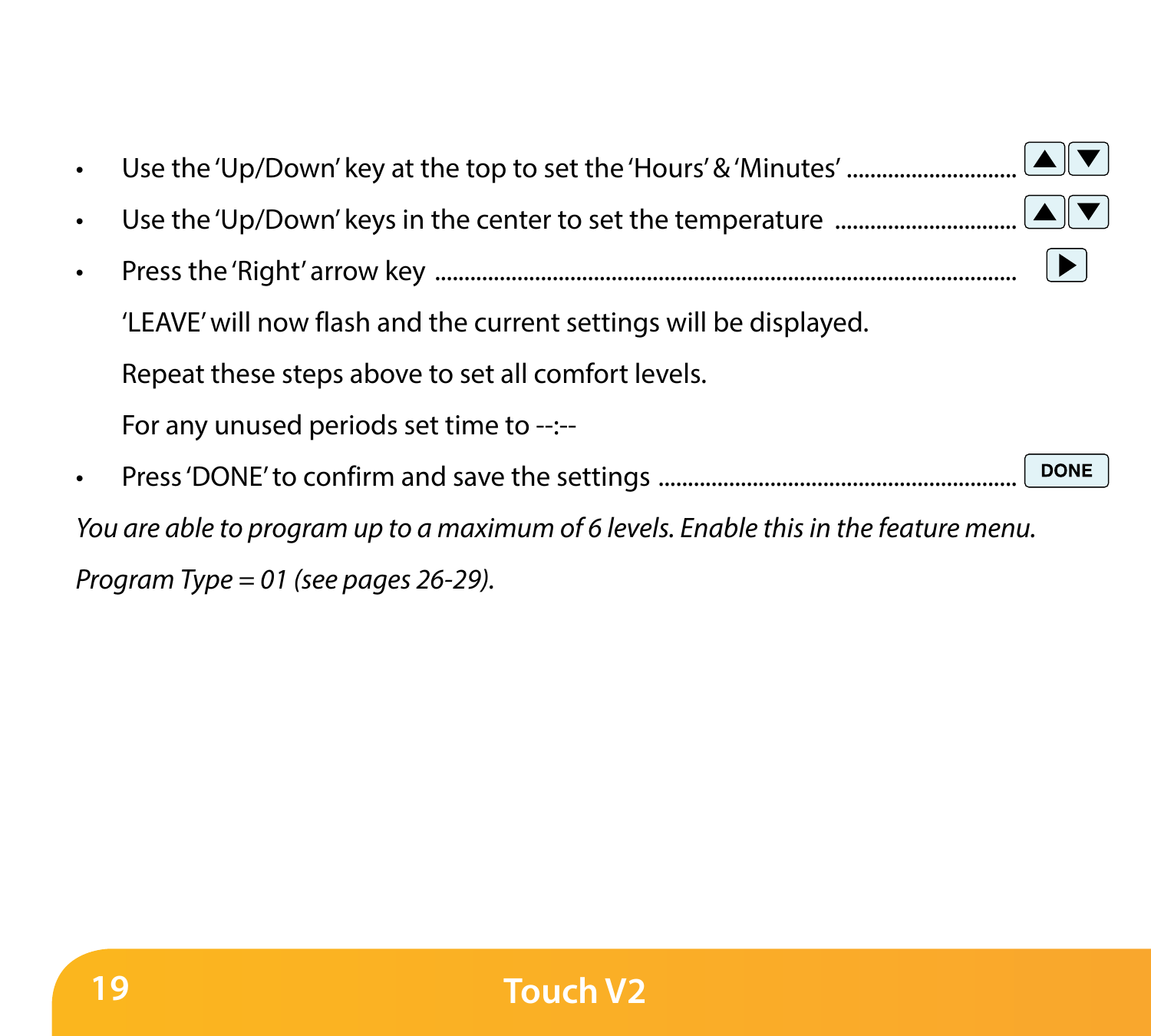- Use the 'Up/Down' key at the top to set the 'Hours' & 'Minutes' ............................ ▲▼
- Use the 'Up/Down' keys in the center to set the temperature .............................. ▲▼
- Press the 'Right' arrow key .................................................................................... ▶

  'LEAVE' will now flash and the current settings will be displayed.

  Repeat these steps above to set all comfort levels.

  For any unused periods set time to --:--

- Press 'DONE' to confirm and save the settings .......................................................... DONE

*You are able to program up to a maximum of 6 levels. Enable this in the feature menu.*

*Program Type = 01 (see pages 26-29).*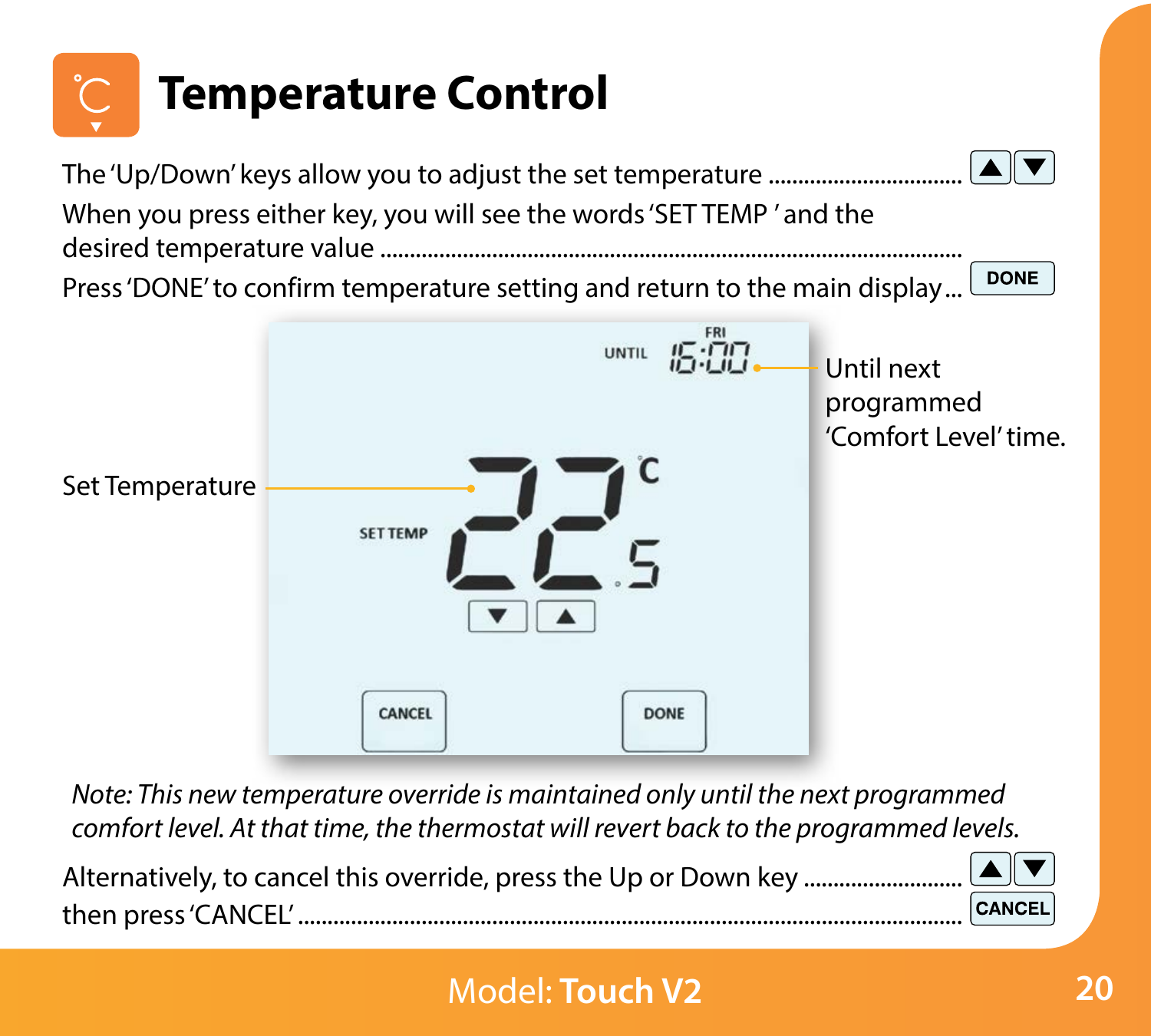# Temperature Control

The 'Up/Down' keys allow you to adjust the set temperature ................................ ▲ ▼

When you press either key, you will see the words 'SET TEMP ' and the desired temperature value ..........................................................................................

Press 'DONE' to confirm temperature setting and return to the main display... DONE

Set Temperature

Until next programmed 'Comfort Level' time.

*Note: This new temperature override is maintained only until the next programmed comfort level. At that time, the thermostat will revert back to the programmed levels.*

Alternatively, to cancel this override, press the Up or Down key .......................... ▲ ▼

then press 'CANCEL' ........................................................................................... CANCEL

Model: **Touch V2**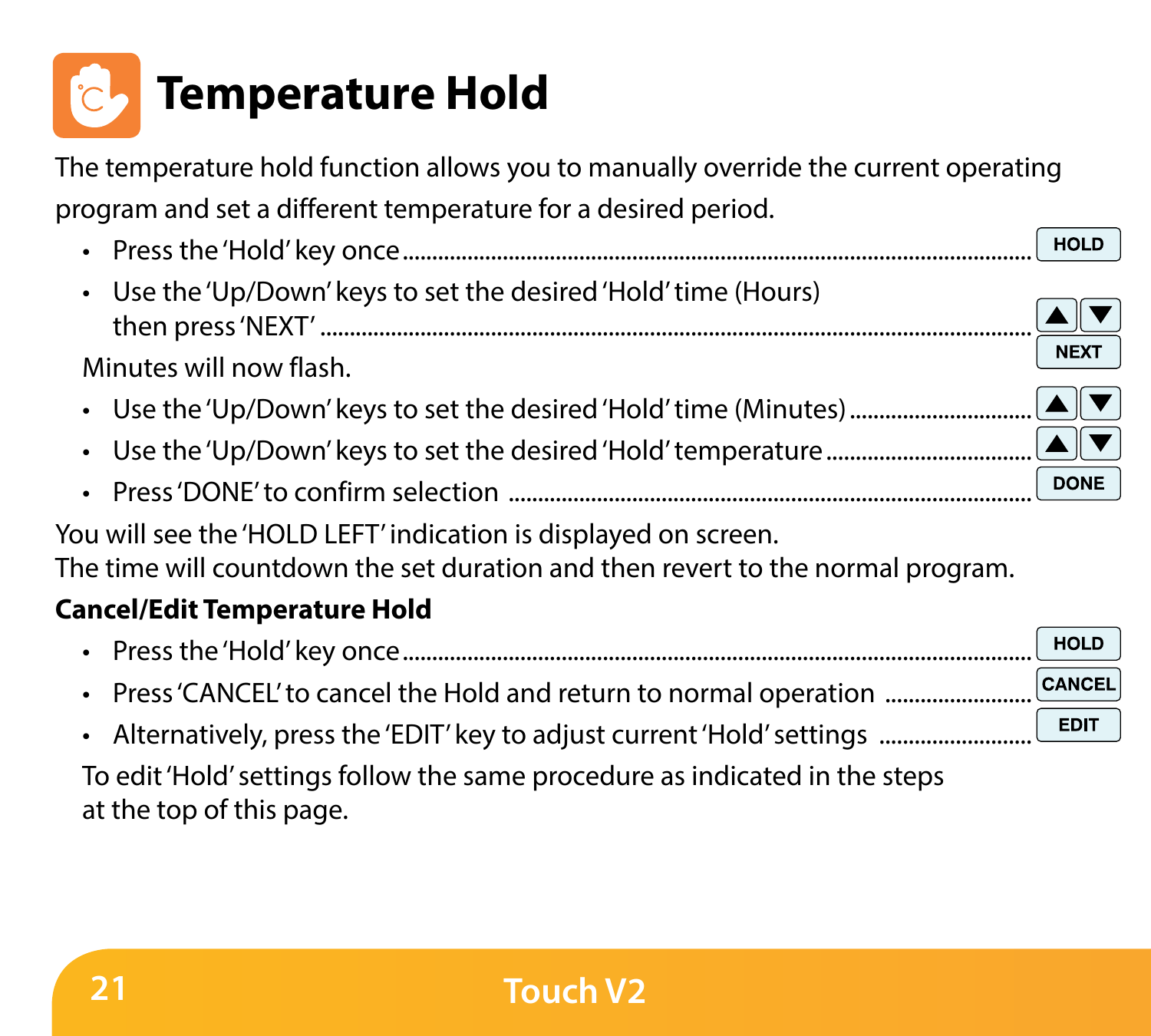# Temperature Hold

The temperature hold function allows you to manually override the current operating program and set a different temperature for a desired period.

- Press the 'Hold' key once ........ HOLD
- Use the 'Up/Down' keys to set the desired 'Hold' time (Hours) then press 'NEXT' ........ ▲ ▼ NEXT

Minutes will now flash.

- Use the 'Up/Down' keys to set the desired 'Hold' time (Minutes) ........ ▲ ▼
- Use the 'Up/Down' keys to set the desired 'Hold' temperature ........ ▲ ▼
- Press 'DONE' to confirm selection ........ DONE

You will see the 'HOLD LEFT' indication is displayed on screen.
The time will countdown the set duration and then revert to the normal program.

**Cancel/Edit Temperature Hold**

- Press the 'Hold' key once ........ HOLD
- Press 'CANCEL' to cancel the Hold and return to normal operation ........ CANCEL
- Alternatively, press the 'EDIT' key to adjust current 'Hold' settings ........ EDIT

To edit 'Hold' settings follow the same procedure as indicated in the steps at the top of this page.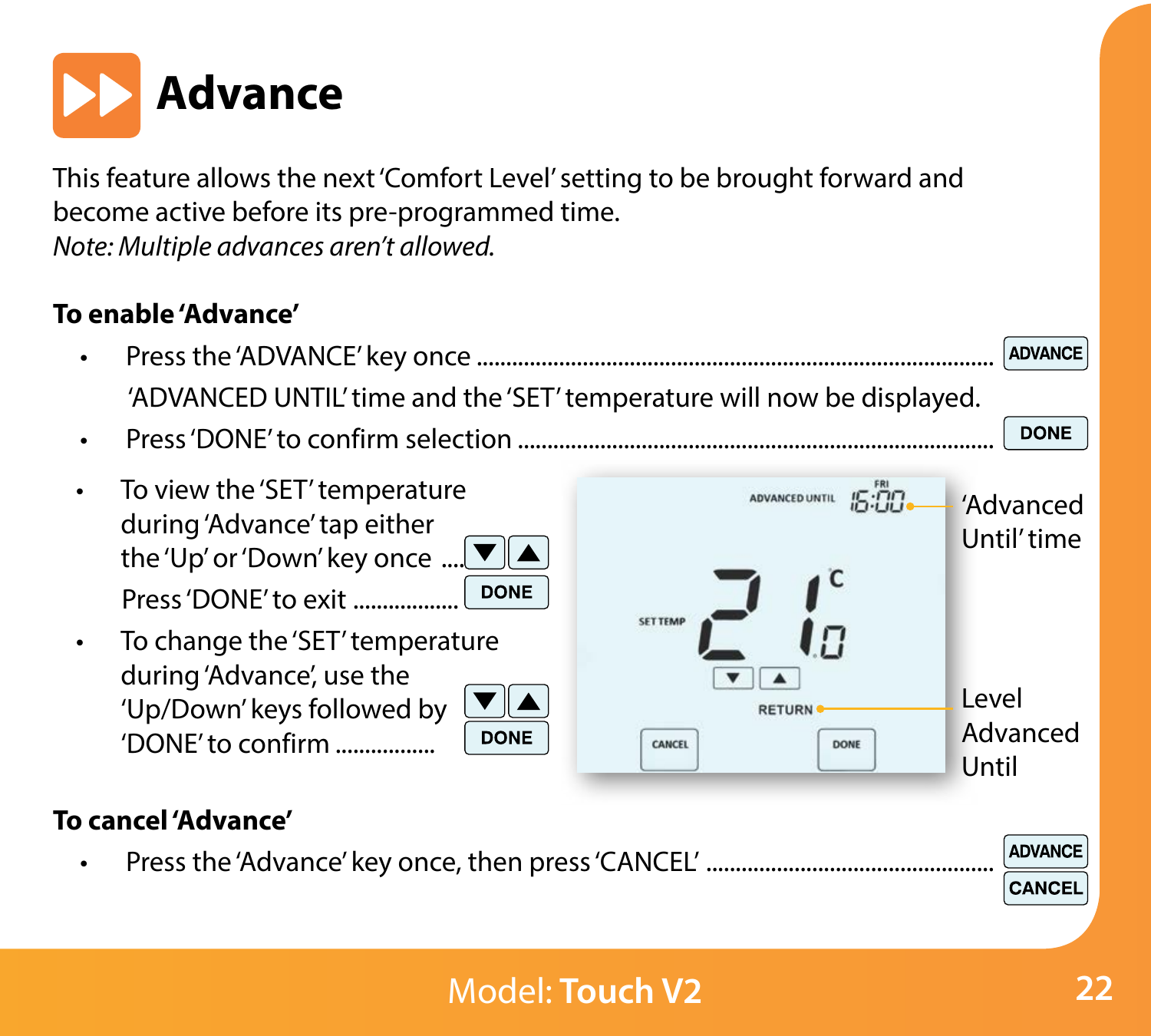# Advance

This feature allows the next 'Comfort Level' setting to be brought forward and become active before its pre-programmed time.
*Note: Multiple advances aren't allowed.*

**To enable 'Advance'**

- Press the 'ADVANCE' key once ........ ADVANCE
  'ADVANCED UNTIL' time and the 'SET' temperature will now be displayed.
- Press 'DONE' to confirm selection ........ DONE
- To view the 'SET' temperature during 'Advance' tap either the 'Up' or 'Down' key once .... ▼ ▲
  Press 'DONE' to exit ........ DONE
- To change the 'SET' temperature during 'Advance', use the 'Up/Down' keys followed by 'DONE' to confirm ........ ▼ ▲ DONE

'Advanced Until' time

Level Advanced Until

**To cancel 'Advance'**

- Press the 'Advance' key once, then press 'CANCEL' ........ ADVANCE CANCEL

Model: **Touch V2**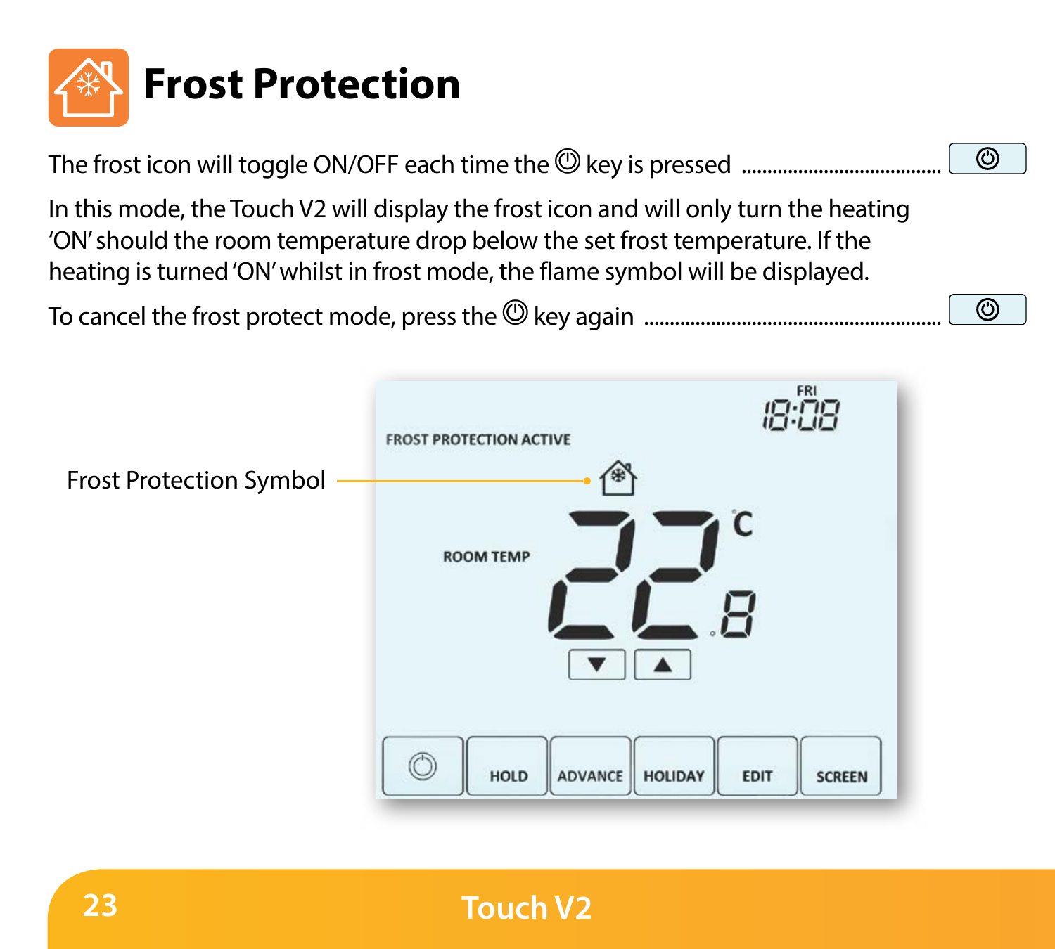# Frost Protection

The frost icon will toggle ON/OFF each time the ⏻ key is pressed ........................................ ⏻

In this mode, the Touch V2 will display the frost icon and will only turn the heating 'ON' should the room temperature drop below the set frost temperature. If the heating is turned 'ON' whilst in frost mode, the flame symbol will be displayed.

To cancel the frost protect mode, press the ⏻ key again ........................................................ ⏻

Frost Protection Symbol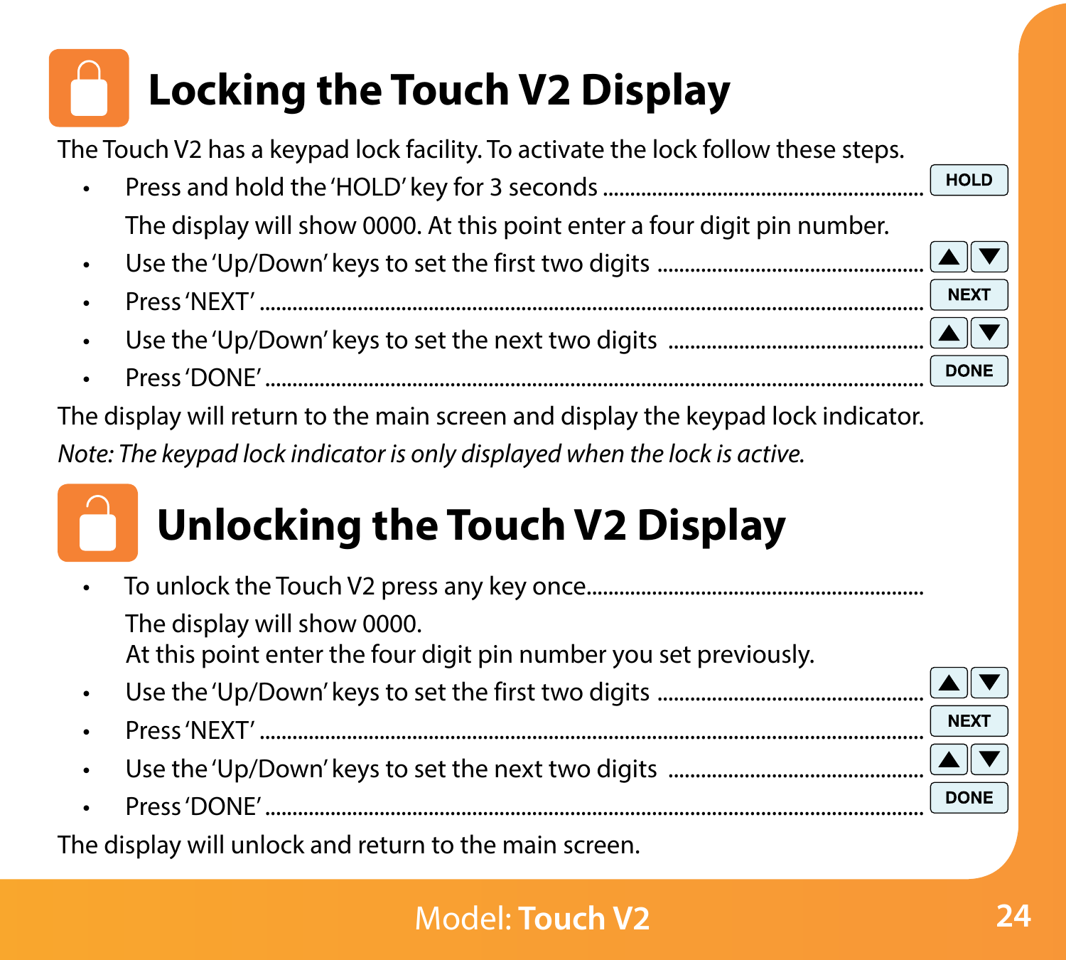# Locking the Touch V2 Display

The Touch V2 has a keypad lock facility. To activate the lock follow these steps.

- Press and hold the 'HOLD' key for 3 seconds ........................................................ HOLD

  The display will show 0000. At this point enter a four digit pin number.
- Use the 'Up/Down' keys to set the first two digits .............................................. ▲▼
- Press 'NEXT' ...................................................................................................... NEXT
- Use the 'Up/Down' keys to set the next two digits .............................................. ▲▼
- Press 'DONE' ...................................................................................................... DONE

The display will return to the main screen and display the keypad lock indicator.

*Note: The keypad lock indicator is only displayed when the lock is active.*

# Unlocking the Touch V2 Display

- To unlock the Touch V2 press any key once..........................................................

  The display will show 0000.
  At this point enter the four digit pin number you set previously.
- Use the 'Up/Down' keys to set the first two digits .............................................. ▲▼
- Press 'NEXT' ...................................................................................................... NEXT
- Use the 'Up/Down' keys to set the next two digits .............................................. ▲▼
- Press 'DONE' ...................................................................................................... DONE

The display will unlock and return to the main screen.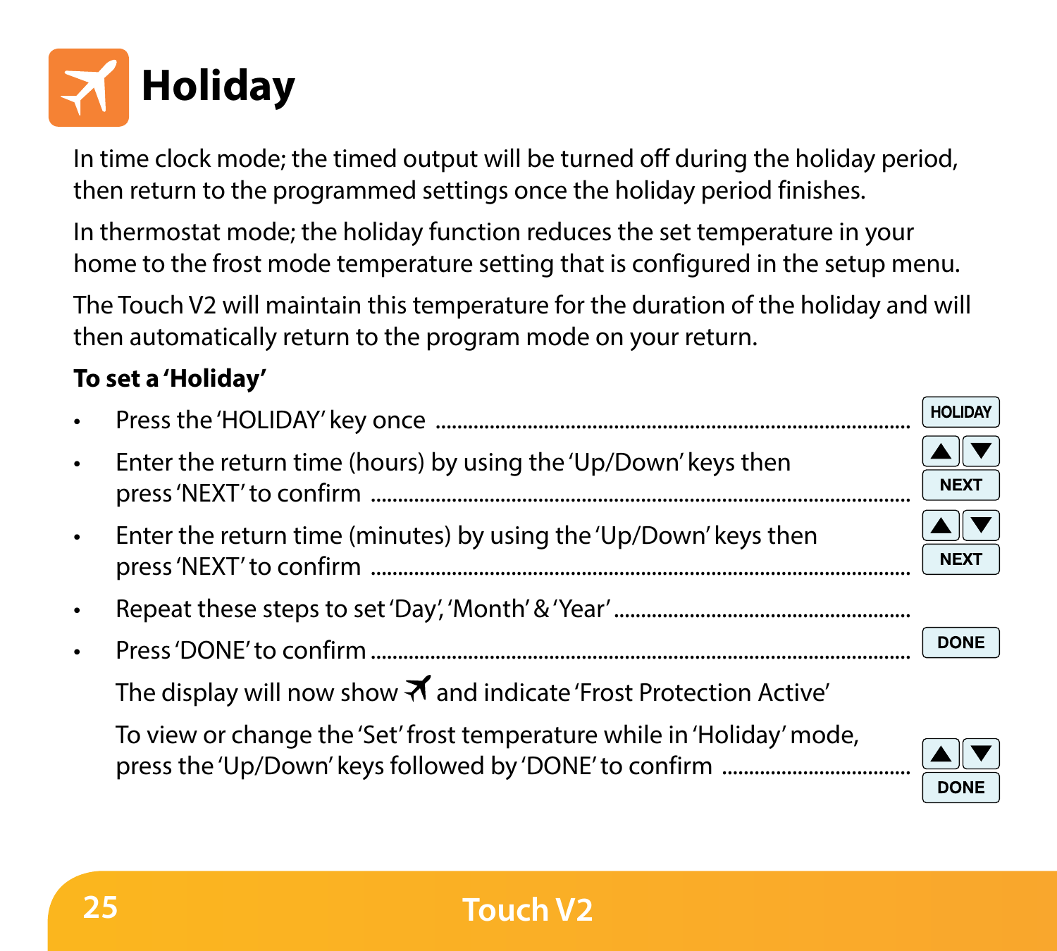# Holiday

In time clock mode; the timed output will be turned off during the holiday period, then return to the programmed settings once the holiday period finishes.

In thermostat mode; the holiday function reduces the set temperature in your home to the frost mode temperature setting that is configured in the setup menu.

The Touch V2 will maintain this temperature for the duration of the holiday and will then automatically return to the program mode on your return.

**To set a 'Holiday'**

- Press the 'HOLIDAY' key once ........ HOLIDAY
- Enter the return time (hours) by using the 'Up/Down' keys then press 'NEXT' to confirm ........ ▲ ▼ NEXT
- Enter the return time (minutes) by using the 'Up/Down' keys then press 'NEXT' to confirm ........ ▲ ▼ NEXT
- Repeat these steps to set 'Day', 'Month' & 'Year' ........
- Press 'DONE' to confirm ........ DONE

  The display will now show ✈ and indicate 'Frost Protection Active'

  To view or change the 'Set' frost temperature while in 'Holiday' mode, press the 'Up/Down' keys followed by 'DONE' to confirm ........ ▲ ▼ DONE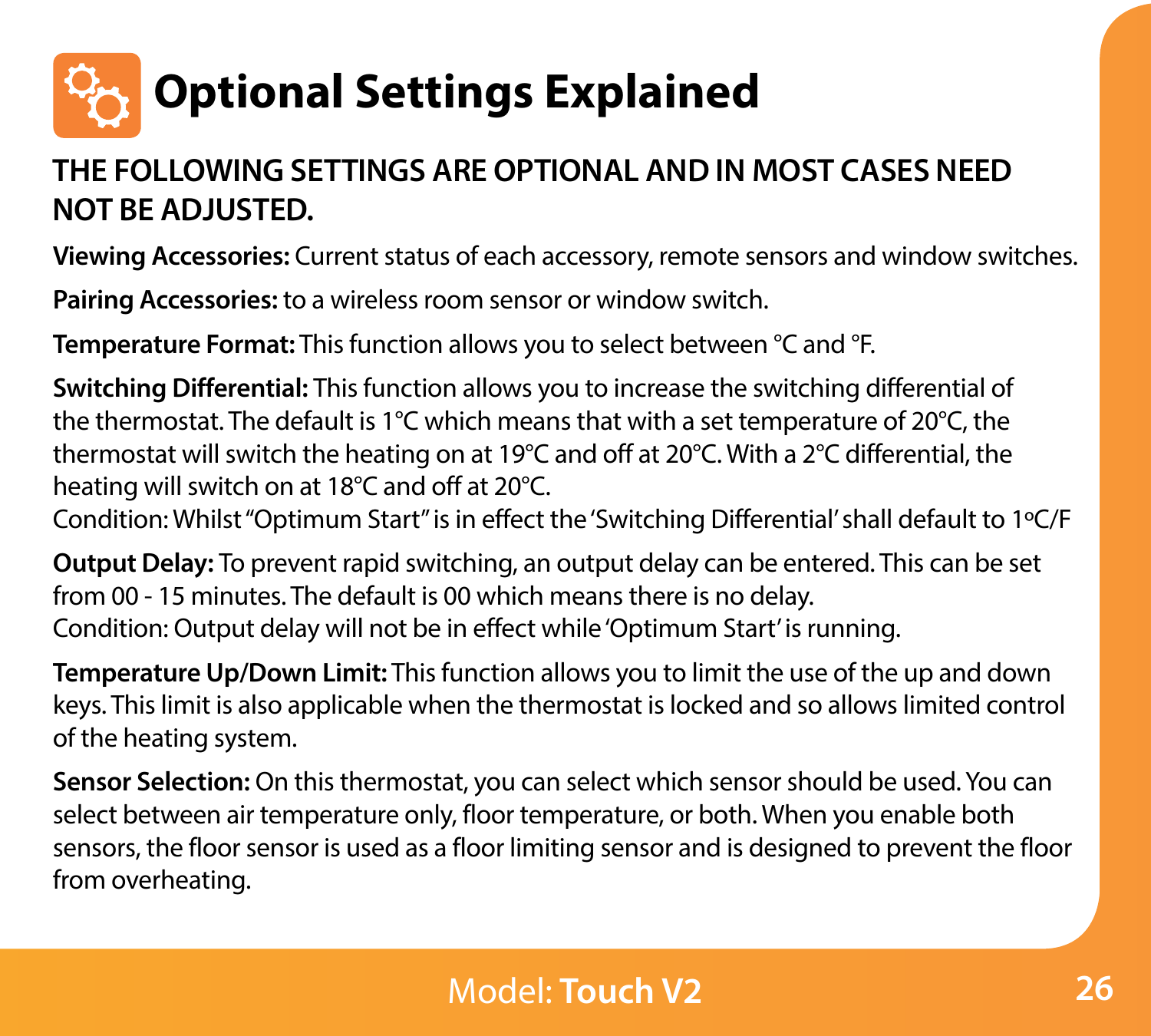# Optional Settings Explained

**THE FOLLOWING SETTINGS ARE OPTIONAL AND IN MOST CASES NEED NOT BE ADJUSTED.**

**Viewing Accessories:** Current status of each accessory, remote sensors and window switches.

**Pairing Accessories:** to a wireless room sensor or window switch.

**Temperature Format:** This function allows you to select between °C and °F.

**Switching Differential:** This function allows you to increase the switching differential of the thermostat. The default is 1°C which means that with a set temperature of 20°C, the thermostat will switch the heating on at 19°C and off at 20°C. With a 2°C differential, the heating will switch on at 18°C and off at 20°C.
Condition: Whilst "Optimum Start" is in effect the 'Switching Differential' shall default to 1ºC/F

**Output Delay:** To prevent rapid switching, an output delay can be entered. This can be set from 00 - 15 minutes. The default is 00 which means there is no delay.
Condition: Output delay will not be in effect while 'Optimum Start' is running.

**Temperature Up/Down Limit:** This function allows you to limit the use of the up and down keys. This limit is also applicable when the thermostat is locked and so allows limited control of the heating system.

**Sensor Selection:** On this thermostat, you can select which sensor should be used. You can select between air temperature only, floor temperature, or both. When you enable both sensors, the floor sensor is used as a floor limiting sensor and is designed to prevent the floor from overheating.

Model: **Touch V2**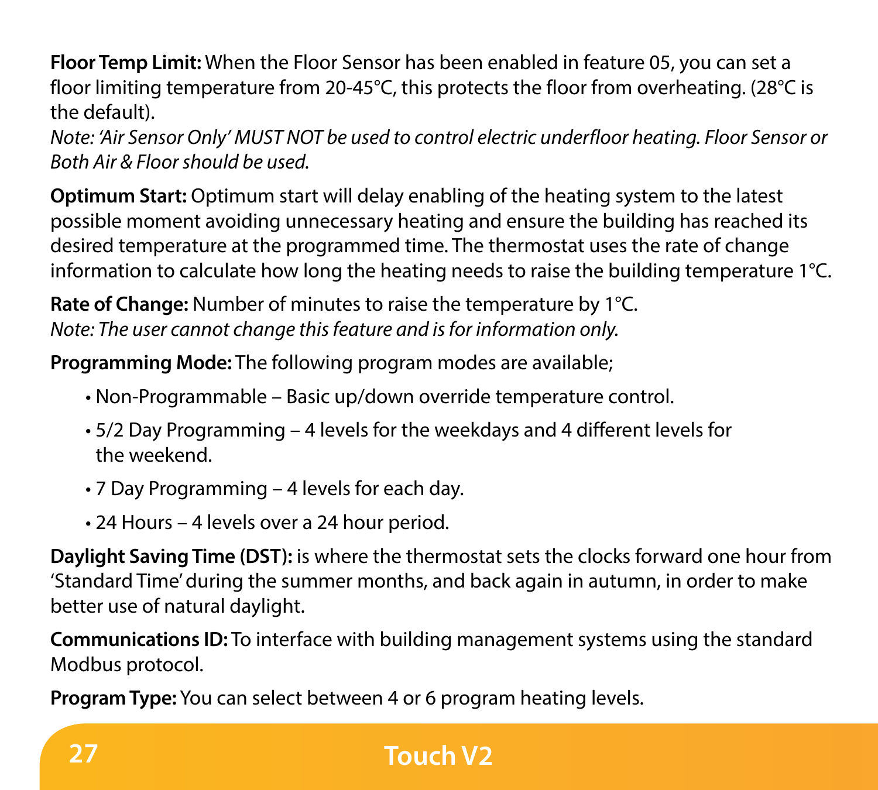**Floor Temp Limit:** When the Floor Sensor has been enabled in feature 05, you can set a floor limiting temperature from 20-45°C, this protects the floor from overheating. (28°C is the default).
*Note: 'Air Sensor Only' MUST NOT be used to control electric underfloor heating. Floor Sensor or Both Air & Floor should be used.*

**Optimum Start:** Optimum start will delay enabling of the heating system to the latest possible moment avoiding unnecessary heating and ensure the building has reached its desired temperature at the programmed time. The thermostat uses the rate of change information to calculate how long the heating needs to raise the building temperature 1°C.

**Rate of Change:** Number of minutes to raise the temperature by 1°C.
*Note: The user cannot change this feature and is for information only.*

**Programming Mode:** The following program modes are available;

- Non-Programmable – Basic up/down override temperature control.
- 5/2 Day Programming – 4 levels for the weekdays and 4 different levels for the weekend.
- 7 Day Programming – 4 levels for each day.
- 24 Hours – 4 levels over a 24 hour period.

**Daylight Saving Time (DST):** is where the thermostat sets the clocks forward one hour from 'Standard Time' during the summer months, and back again in autumn, in order to make better use of natural daylight.

**Communications ID:** To interface with building management systems using the standard Modbus protocol.

**Program Type:** You can select between 4 or 6 program heating levels.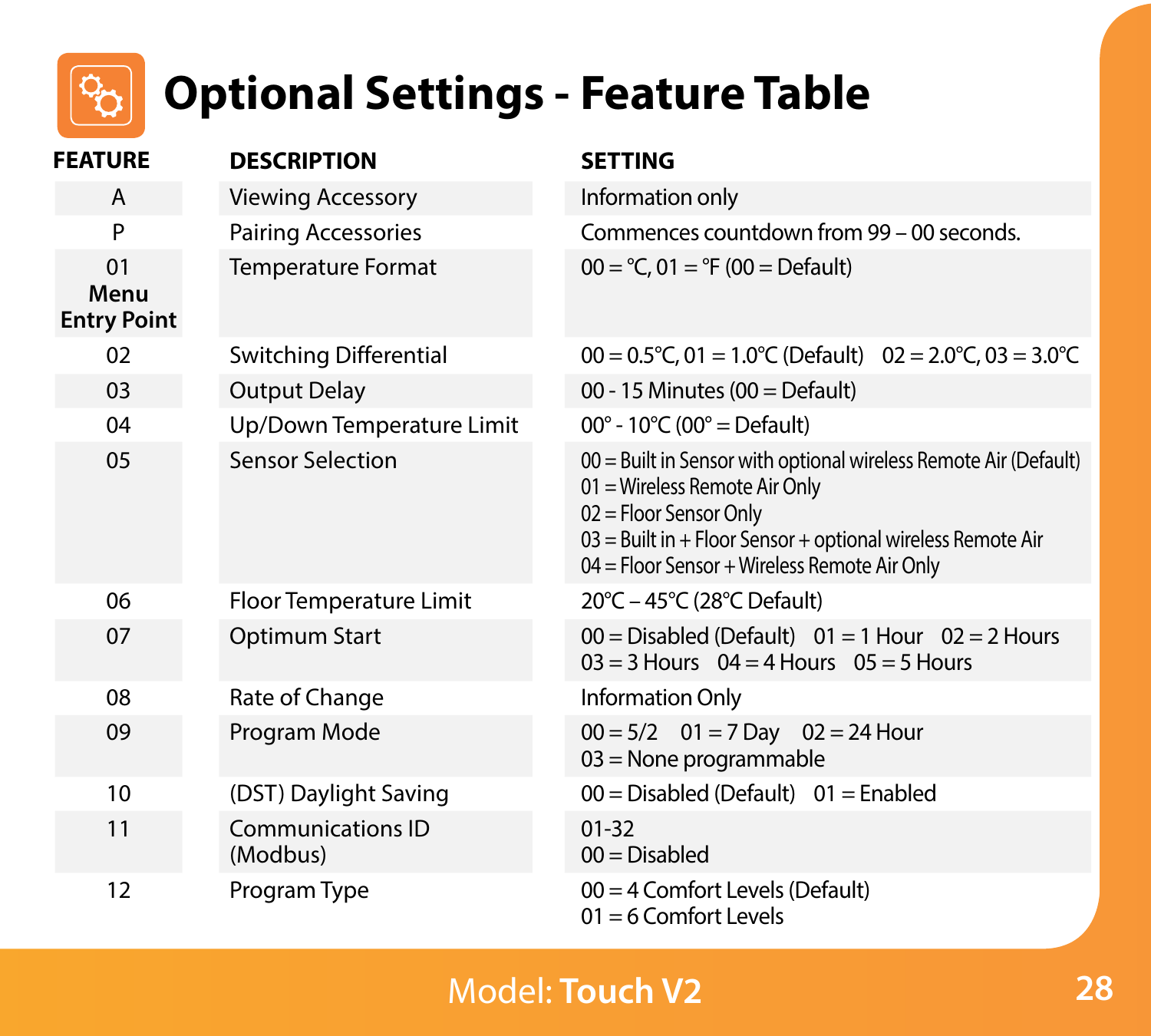# Optional Settings - Feature Table

| FEATURE | DESCRIPTION | SETTING |
| --- | --- | --- |
| A | Viewing Accessory | Information only |
| P | Pairing Accessories | Commences countdown from 99 – 00 seconds. |
| 01 **Menu Entry Point** | Temperature Format | 00 = °C, 01 = °F (00 = Default) |
| 02 | Switching Differential | 00 = 0.5°C, 01 = 1.0°C (Default) 02 = 2.0°C, 03 = 3.0°C |
| 03 | Output Delay | 00 - 15 Minutes (00 = Default) |
| 04 | Up/Down Temperature Limit | 00° - 10°C (00° = Default) |
| 05 | Sensor Selection | 00 = Built in Sensor with optional wireless Remote Air (Default)<br>01 = Wireless Remote Air Only<br>02 = Floor Sensor Only<br>03 = Built in + Floor Sensor + optional wireless Remote Air<br>04 = Floor Sensor + Wireless Remote Air Only |
| 06 | Floor Temperature Limit | 20°C – 45°C (28°C Default) |
| 07 | Optimum Start | 00 = Disabled (Default) 01 = 1 Hour 02 = 2 Hours<br>03 = 3 Hours 04 = 4 Hours 05 = 5 Hours |
| 08 | Rate of Change | Information Only |
| 09 | Program Mode | 00 = 5/2 01 = 7 Day 02 = 24 Hour<br>03 = None programmable |
| 10 | (DST) Daylight Saving | 00 = Disabled (Default) 01 = Enabled |
| 11 | Communications ID (Modbus) | 01-32<br>00 = Disabled |
| 12 | Program Type | 00 = 4 Comfort Levels (Default)<br>01 = 6 Comfort Levels |

Model: **Touch V2**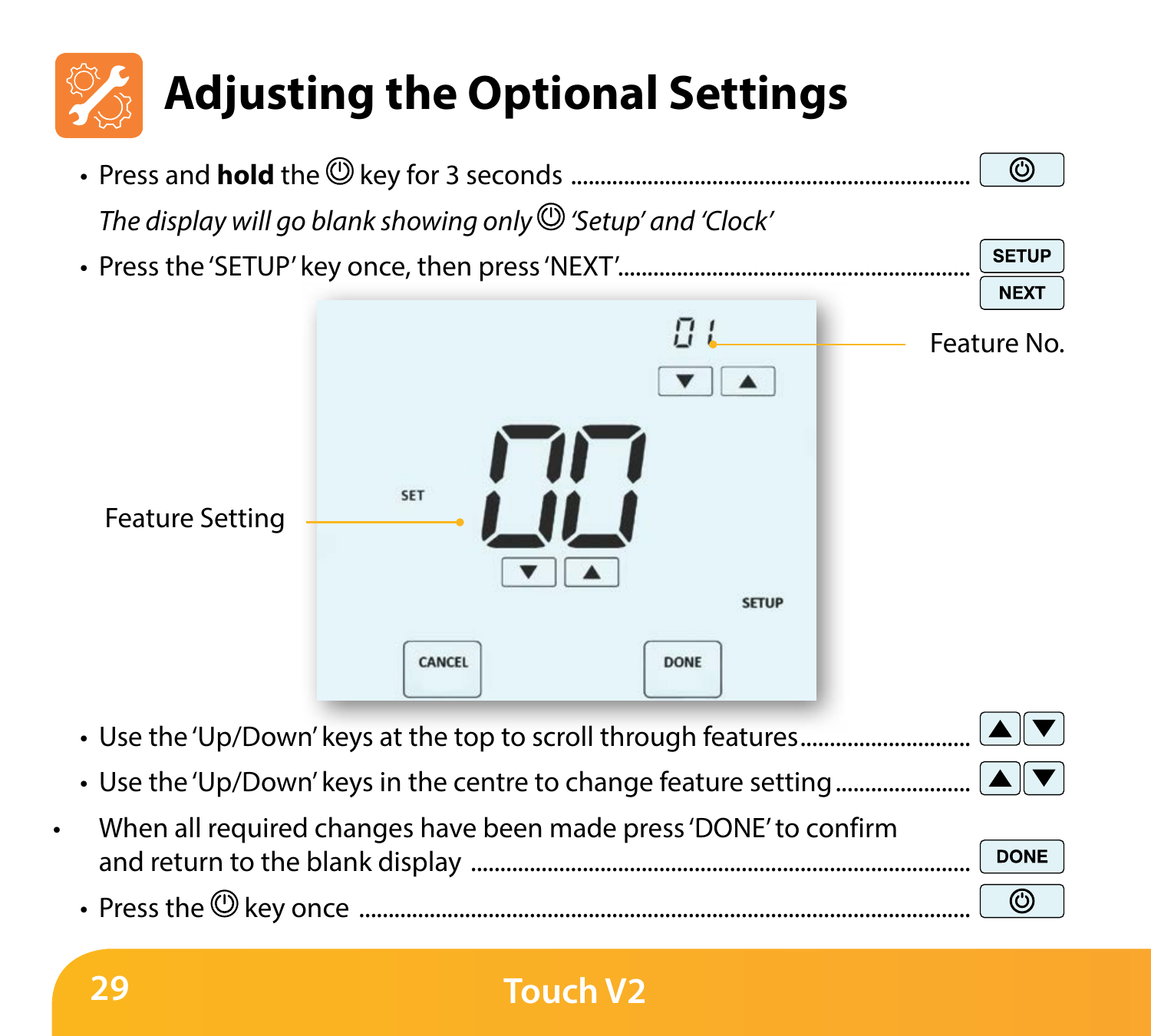# Adjusting the Optional Settings

- Press and **hold** the ⏻ key for 3 seconds .................................................................. ⏻

  *The display will go blank showing only ⏻ 'Setup' and 'Clock'*

- Press the 'SETUP' key once, then press 'NEXT'.......................................................... SETUP NEXT

Feature No.

Feature Setting

- Use the 'Up/Down' keys at the top to scroll through features............................ ▲ ▼
- Use the 'Up/Down' keys in the centre to change feature setting...................... ▲ ▼
- When all required changes have been made press 'DONE' to confirm and return to the blank display ......................................................................... DONE
- Press the ⏻ key once ....................................................................................... ⏻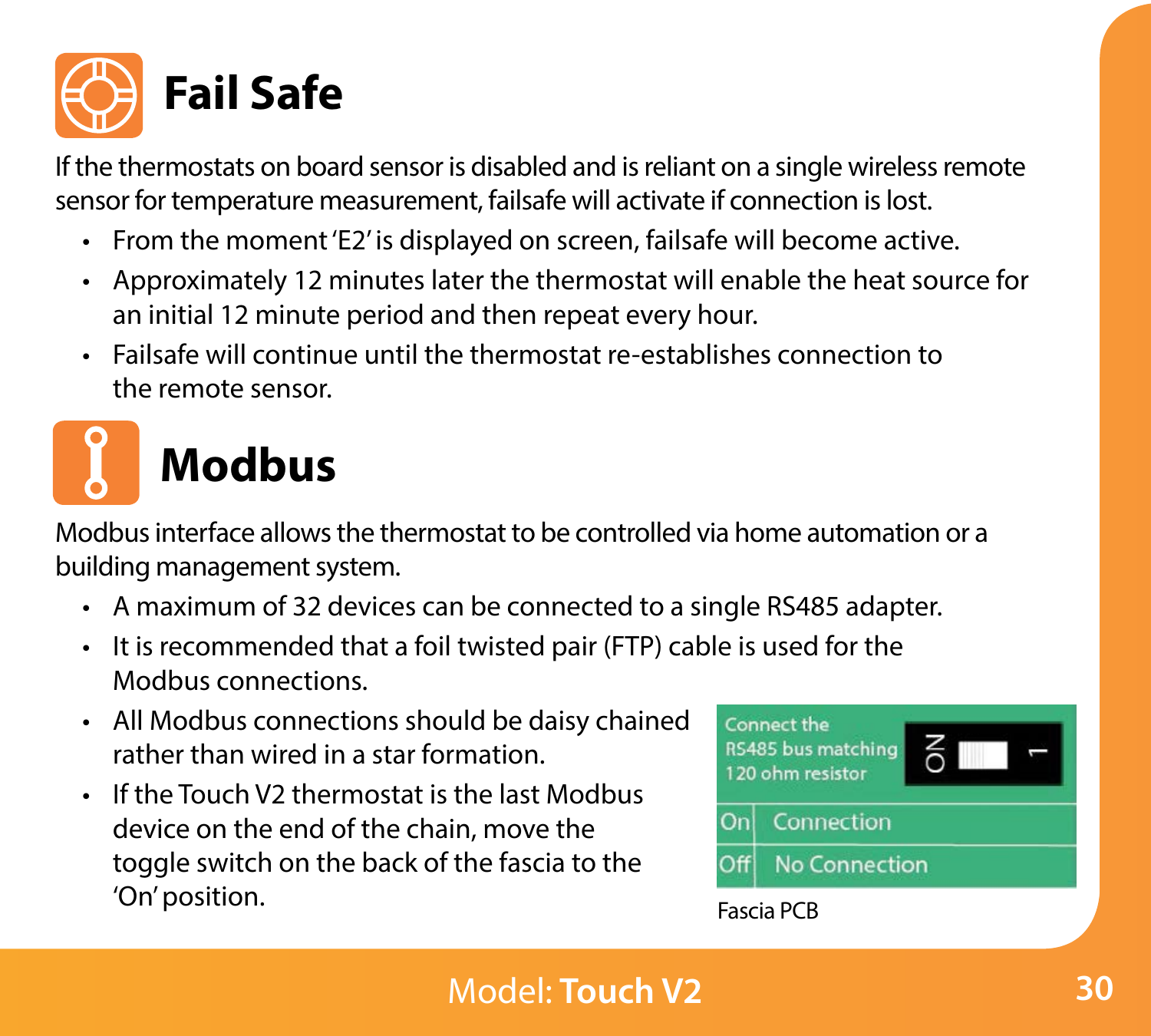# Fail Safe

If the thermostats on board sensor is disabled and is reliant on a single wireless remote sensor for temperature measurement, failsafe will activate if connection is lost.

- From the moment 'E2' is displayed on screen, failsafe will become active.
- Approximately 12 minutes later the thermostat will enable the heat source for an initial 12 minute period and then repeat every hour.
- Failsafe will continue until the thermostat re-establishes connection to the remote sensor.

# Modbus

Modbus interface allows the thermostat to be controlled via home automation or a building management system.

- A maximum of 32 devices can be connected to a single RS485 adapter.
- It is recommended that a foil twisted pair (FTP) cable is used for the Modbus connections.
- All Modbus connections should be daisy chained rather than wired in a star formation.
- If the Touch V2 thermostat is the last Modbus device on the end of the chain, move the toggle switch on the back of the fascia to the 'On' position.

| Connect the RS485 bus matching 120 ohm resistor | |
|---|---|
| On | Connection |
| Off | No Connection |

Fascia PCB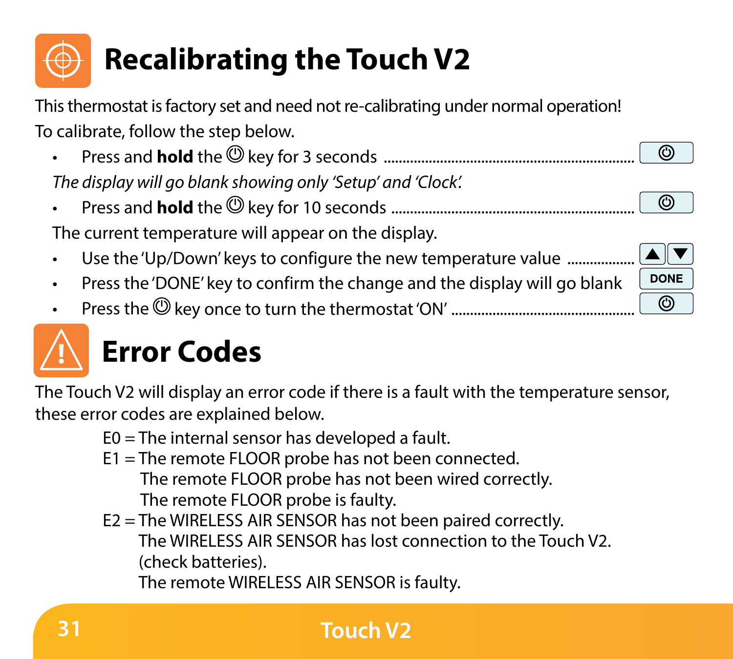# Recalibrating the Touch V2

This thermostat is factory set and need not re-calibrating under normal operation!

To calibrate, follow the step below.

- Press and **hold** the ⏻ key for 3 seconds ............................................................ ⏻

*The display will go blank showing only 'Setup' and 'Clock'.*

- Press and **hold** the ⏻ key for 10 seconds ............................................................ ⏻

The current temperature will appear on the display.

- Use the 'Up/Down' keys to configure the new temperature value .................. ▲ ▼
- Press the 'DONE' key to confirm the change and the display will go blank DONE
- Press the ⏻ key once to turn the thermostat 'ON' ............................................... ⏻

# Error Codes

The Touch V2 will display an error code if there is a fault with the temperature sensor, these error codes are explained below.

E0 = The internal sensor has developed a fault.

E1 = The remote FLOOR probe has not been connected.
The remote FLOOR probe has not been wired correctly.
The remote FLOOR probe is faulty.

E2 = The WIRELESS AIR SENSOR has not been paired correctly.
The WIRELESS AIR SENSOR has lost connection to the Touch V2.
(check batteries).
The remote WIRELESS AIR SENSOR is faulty.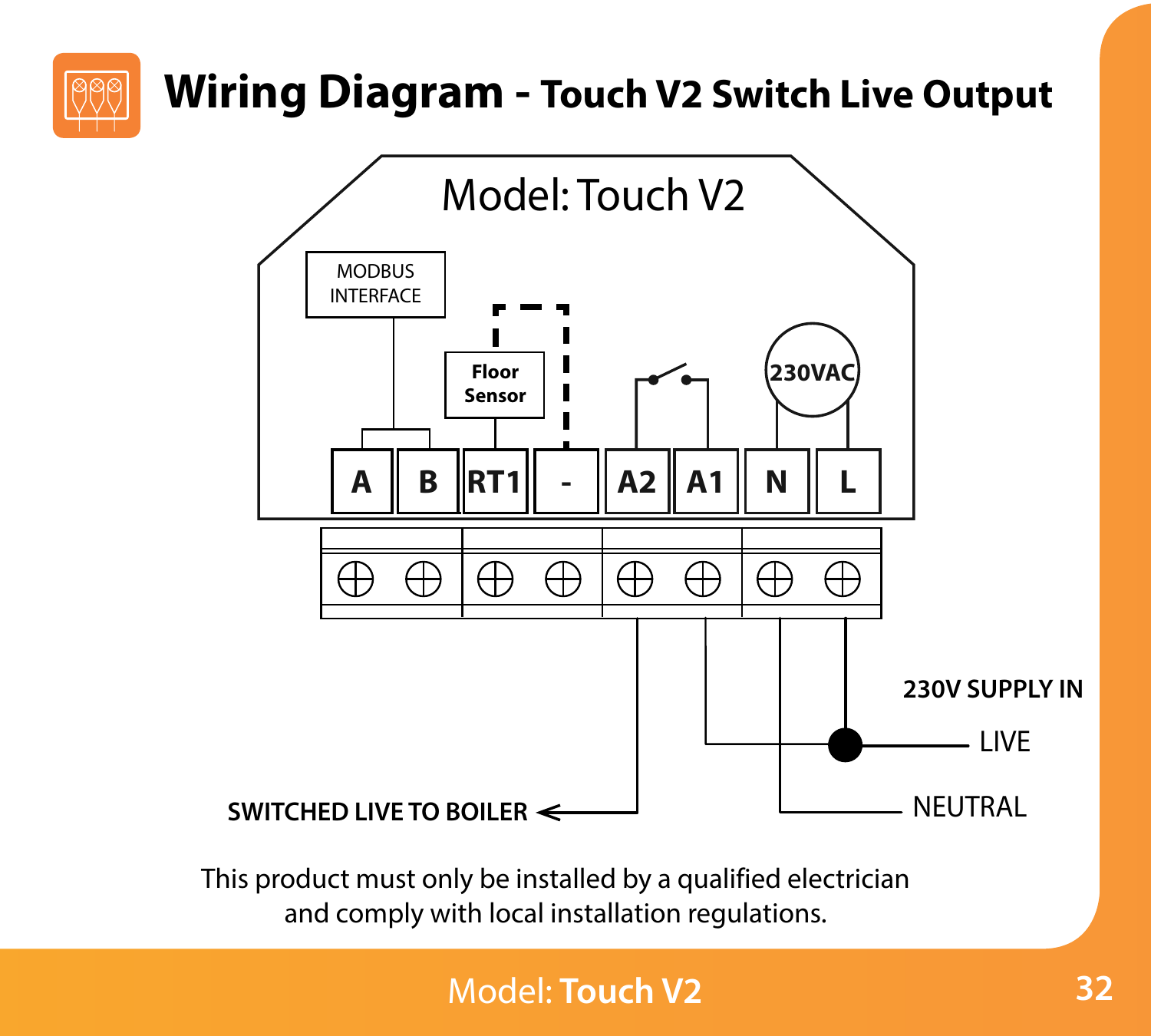# Wiring Diagram - Touch V2 Switch Live Output

Model: Touch V2

MODBUS INTERFACE

Floor Sensor

230VAC

A | B | RT1 | - | A2 | A1 | N | L

230V SUPPLY IN

LIVE

NEUTRAL

SWITCHED LIVE TO BOILER

This product must only be installed by a qualified electrician and comply with local installation regulations.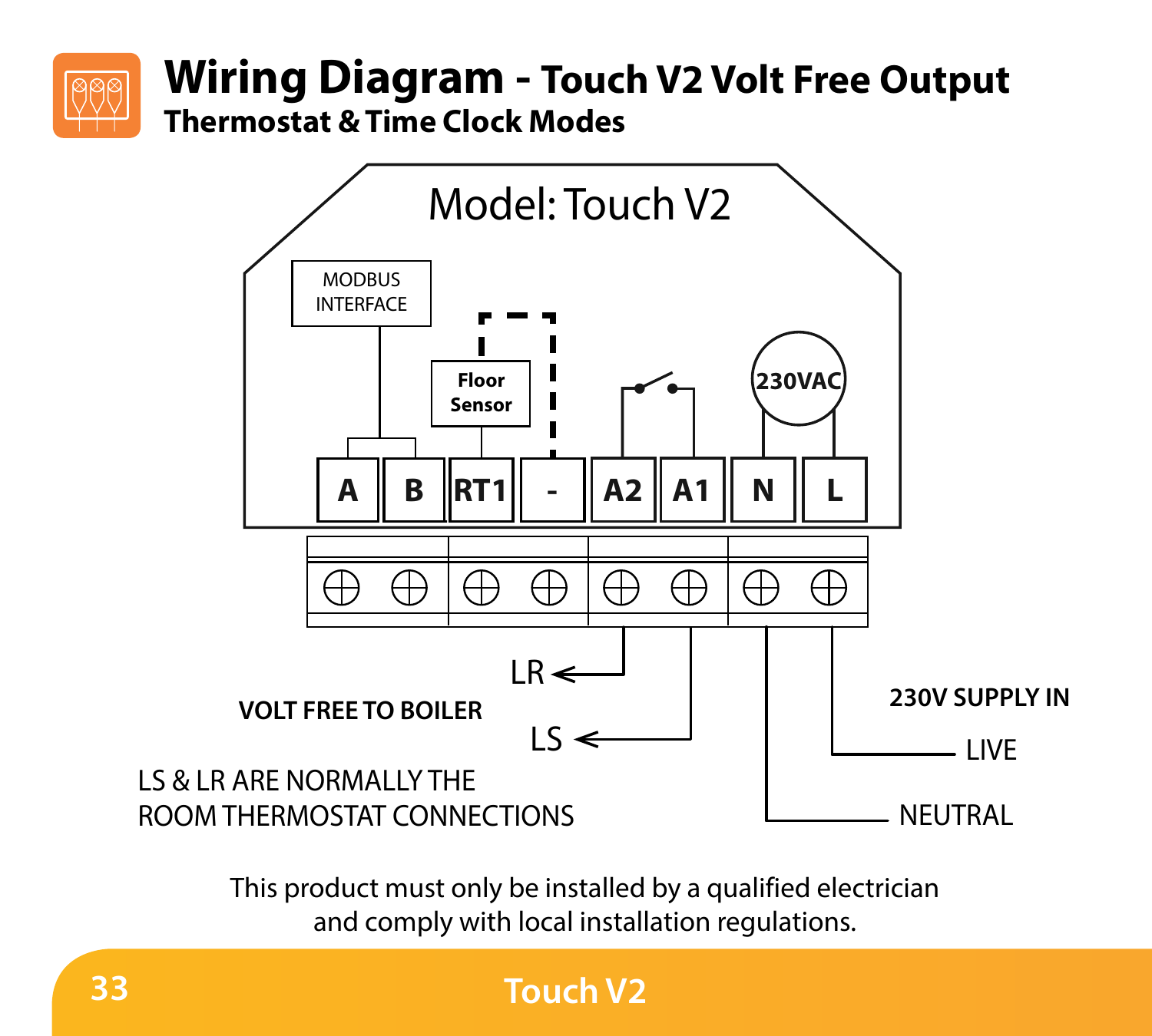# Wiring Diagram - Touch V2 Volt Free Output

## Thermostat & Time Clock Modes

Model: Touch V2

MODBUS INTERFACE

Floor Sensor

230VAC

A | B | RT1 | - | A2 | A1 | N | L

LR

LS

VOLT FREE TO BOILER

LS & LR ARE NORMALLY THE ROOM THERMOSTAT CONNECTIONS

230V SUPPLY IN

LIVE

NEUTRAL

This product must only be installed by a qualified electrician and comply with local installation regulations.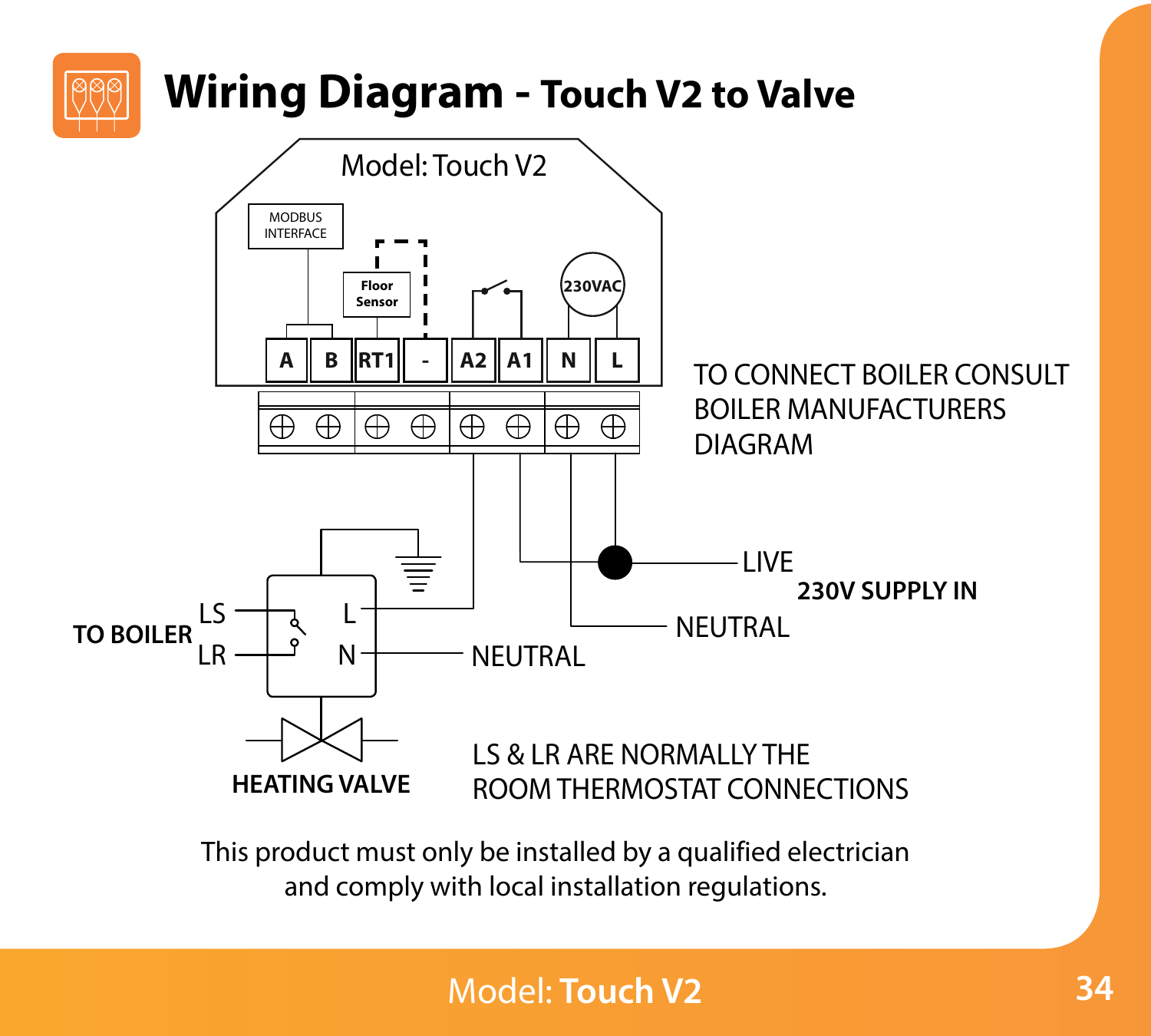# Wiring Diagram - Touch V2 to Valve

Model: Touch V2

MODBUS INTERFACE

Floor Sensor

230VAC

A B RT1 - A2 A1 N L

TO CONNECT BOILER CONSULT BOILER MANUFACTURERS DIAGRAM

LIVE

**230V SUPPLY IN**

NEUTRAL

**TO BOILER**

LS

LR

L

N

NEUTRAL

**HEATING VALVE**

LS & LR ARE NORMALLY THE ROOM THERMOSTAT CONNECTIONS

This product must only be installed by a qualified electrician and comply with local installation regulations.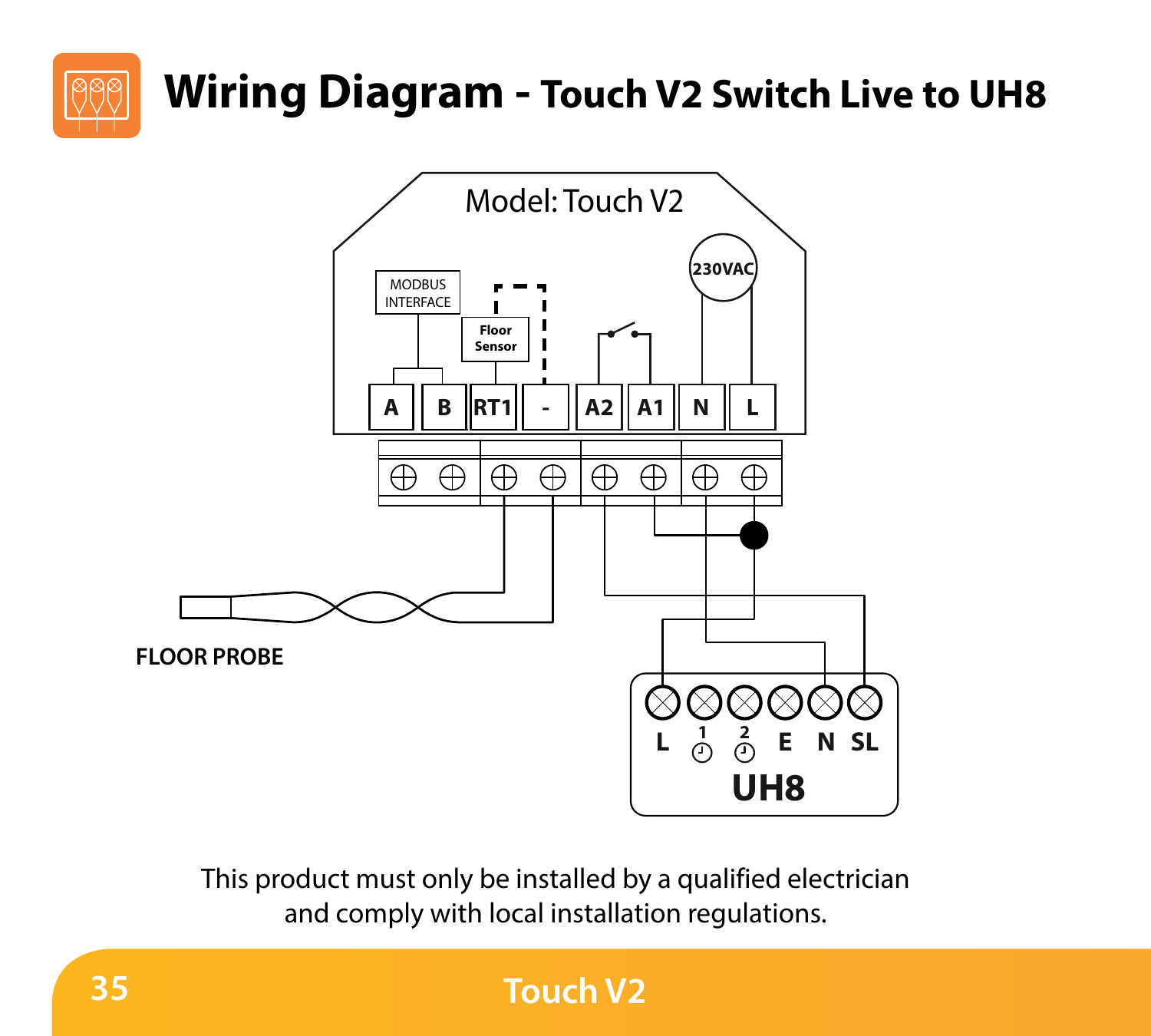# Wiring Diagram - Touch V2 Switch Live to UH8

Model: Touch V2

MODBUS INTERFACE

Floor Sensor

230VAC

A B RT1 - A2 A1 N L

FLOOR PROBE

L 1 2 E N SL

UH8

This product must only be installed by a qualified electrician and comply with local installation regulations.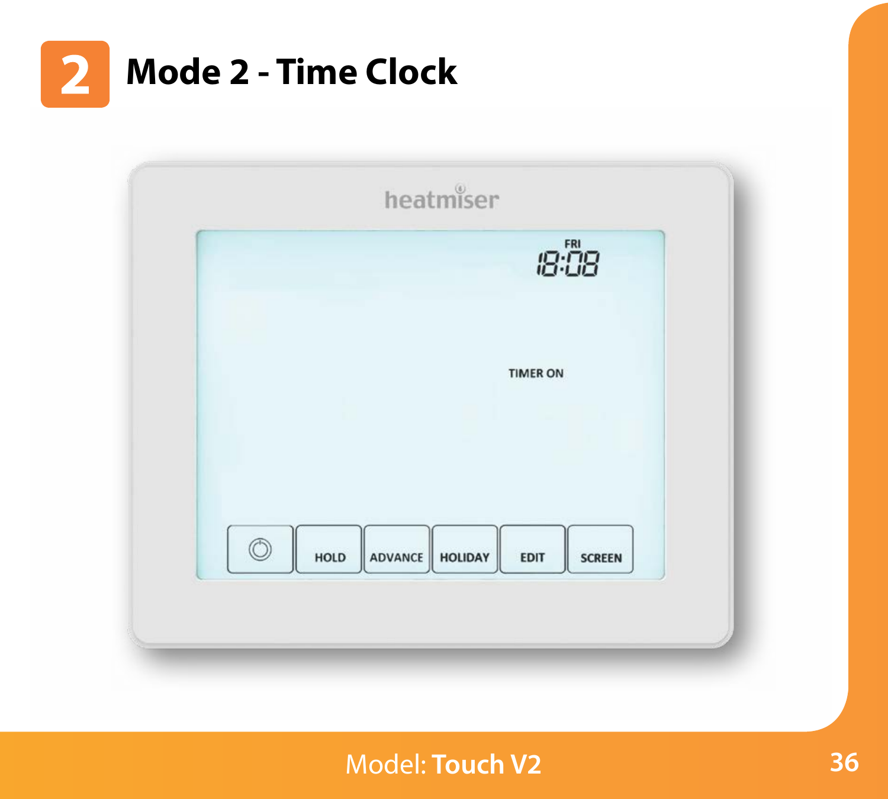# 2 Mode 2 - Time Clock

heatmiser

FRI
18:08

TIMER ON

HOLD ADVANCE HOLIDAY EDIT SCREEN

Model: **Touch V2**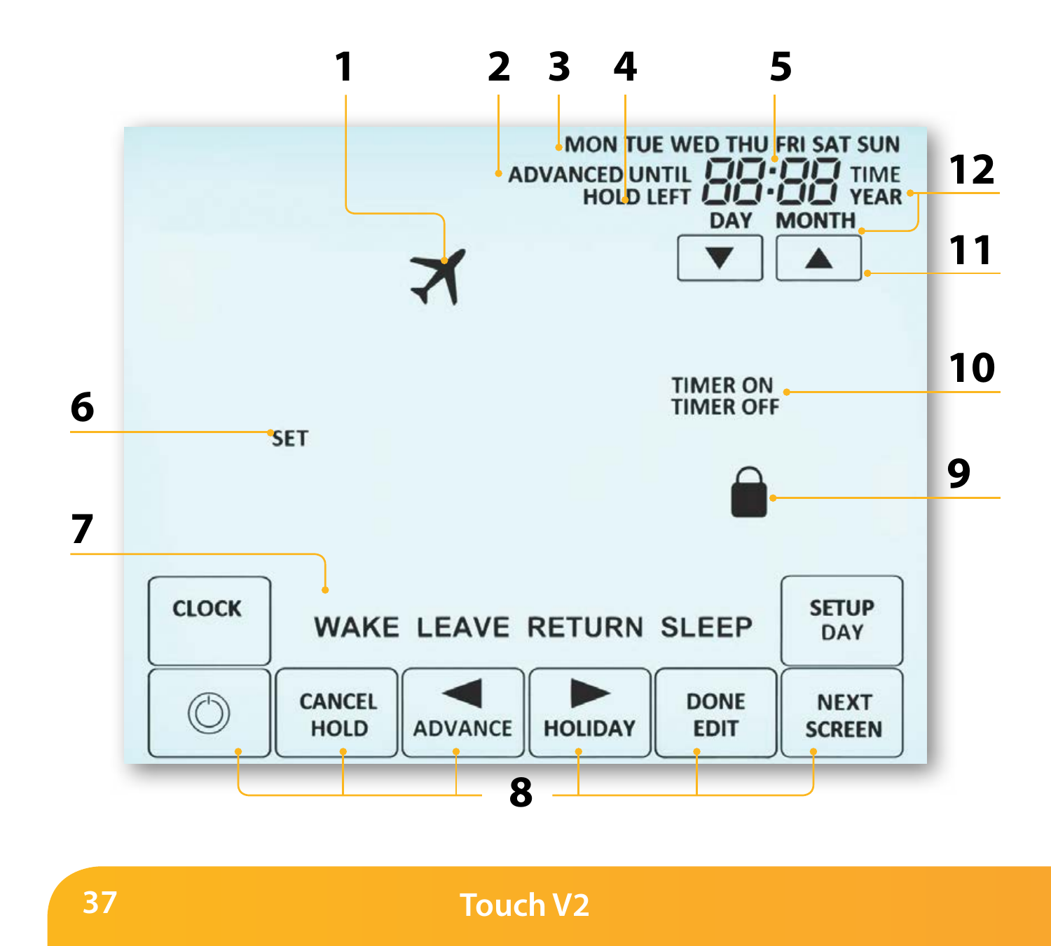1 2 3 4 5

MON TUE WED THU FRI SAT SUN

ADVANCED UNTIL 88:88 TIME

HOLD LEFT YEAR

DAY MONTH

12

11

10

TIMER ON

TIMER OFF

6

SET

9

7

CLOCK

WAKE LEAVE RETURN SLEEP

SETUP DAY

CANCEL HOLD

ADVANCE

HOLIDAY

DONE EDIT

NEXT SCREEN

8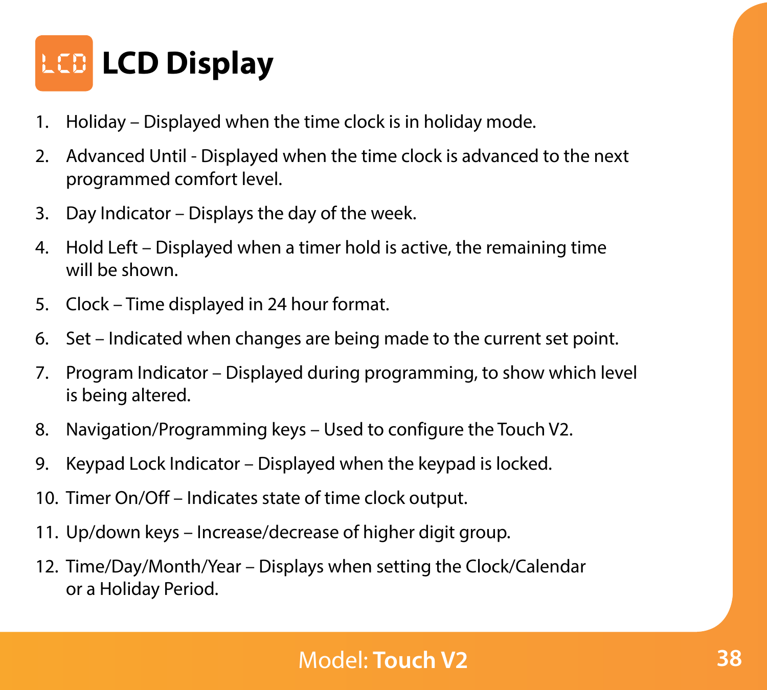# LCD Display

1. Holiday – Displayed when the time clock is in holiday mode.
2. Advanced Until - Displayed when the time clock is advanced to the next programmed comfort level.
3. Day Indicator – Displays the day of the week.
4. Hold Left – Displayed when a timer hold is active, the remaining time will be shown.
5. Clock – Time displayed in 24 hour format.
6. Set – Indicated when changes are being made to the current set point.
7. Program Indicator – Displayed during programming, to show which level is being altered.
8. Navigation/Programming keys – Used to configure the Touch V2.
9. Keypad Lock Indicator – Displayed when the keypad is locked.
10. Timer On/Off – Indicates state of time clock output.
11. Up/down keys – Increase/decrease of higher digit group.
12. Time/Day/Month/Year – Displays when setting the Clock/Calendar or a Holiday Period.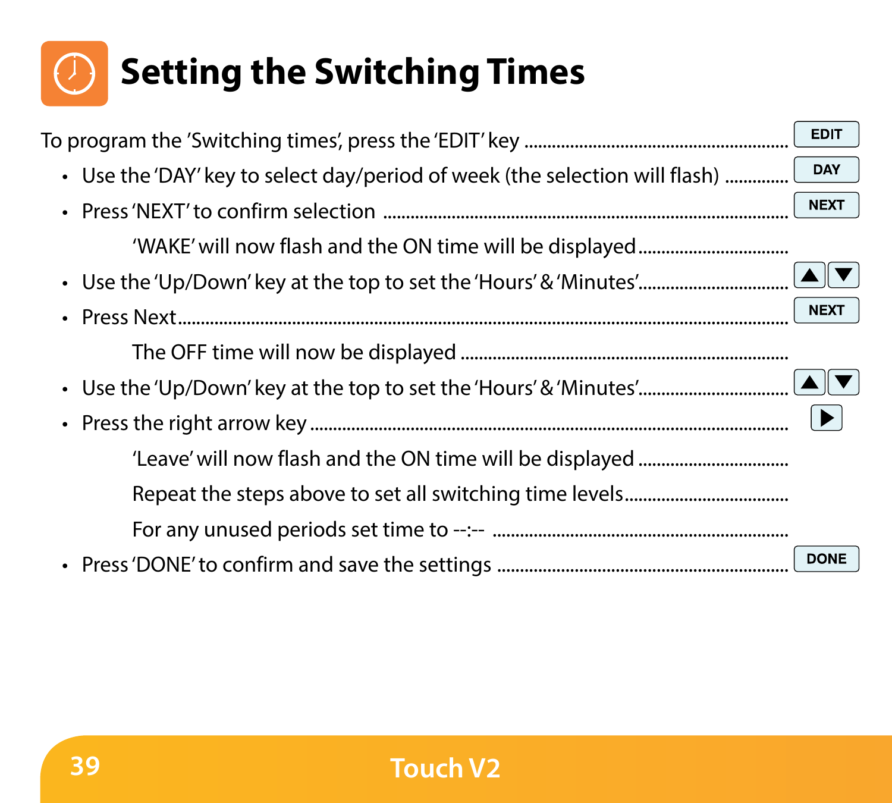# Setting the Switching Times

To program the 'Switching times', press the 'EDIT' key .................................................... EDIT

- Use the 'DAY' key to select day/period of week (the selection will flash) ............. DAY
- Press 'NEXT' to confirm selection .................................................................... NEXT

  'WAKE' will now flash and the ON time will be displayed ...............................

- Use the 'Up/Down' key at the top to set the 'Hours' & 'Minutes'............................... ▲ ▼
- Press Next........................................................................................................ NEXT

  The OFF time will now be displayed ...........................................................

- Use the 'Up/Down' key at the top to set the 'Hours' & 'Minutes'............................... ▲ ▼
- Press the right arrow key .................................................................................. ▶

  'Leave' will now flash and the ON time will be displayed ...............................

  Repeat the steps above to set all switching time levels..................................

  For any unused periods set time to --:-- ..........................................................

- Press 'DONE' to confirm and save the settings ................................................ DONE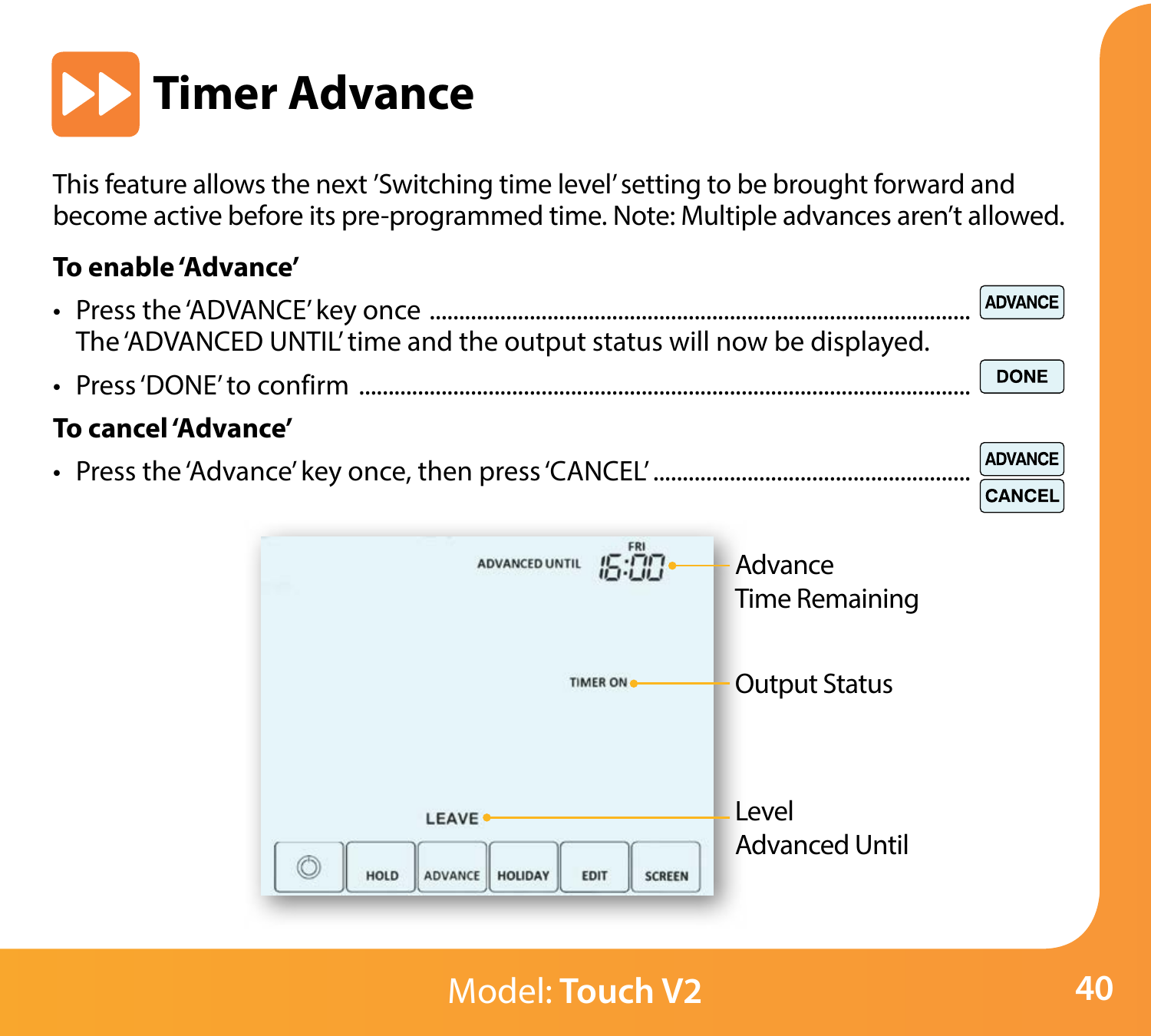# Timer Advance

This feature allows the next 'Switching time level' setting to be brought forward and become active before its pre-programmed time. Note: Multiple advances aren't allowed.

**To enable 'Advance'**

- Press the 'ADVANCE' key once ........................................ ADVANCE
  The 'ADVANCED UNTIL' time and the output status will now be displayed.
- Press 'DONE' to confirm ........................................ DONE

**To cancel 'Advance'**

- Press the 'Advance' key once, then press 'CANCEL' ........................................ ADVANCE CANCEL

ADVANCED UNTIL FRI 15:00 — Advance Time Remaining

TIMER ON — Output Status

LEAVE — Level Advanced Until

HOLD | ADVANCE | HOLIDAY | EDIT | SCREEN

Model: **Touch V2**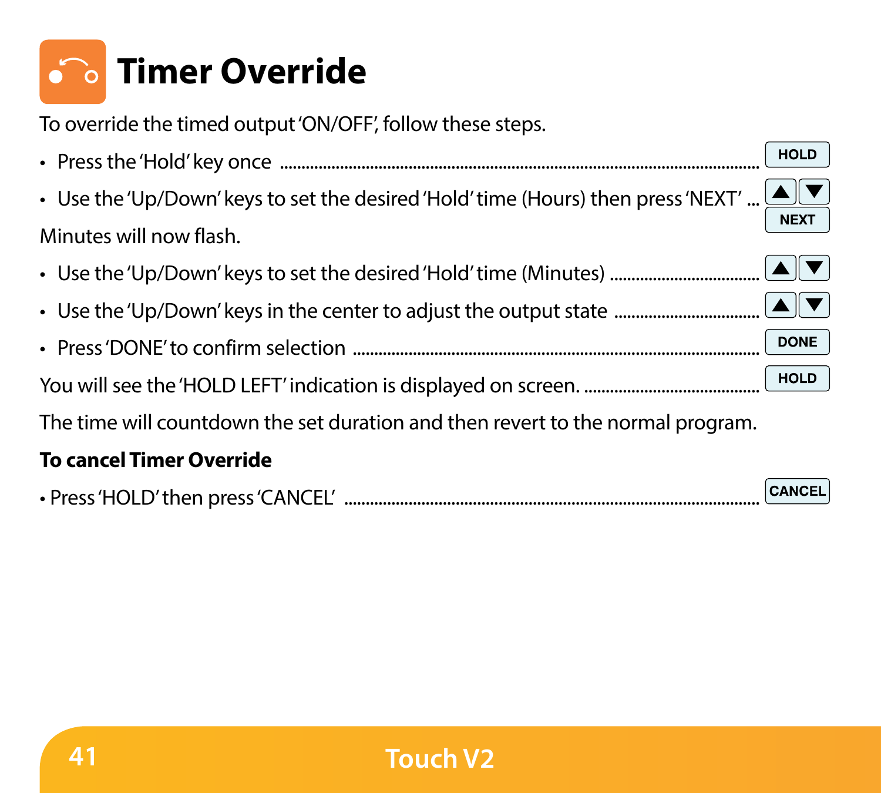# Timer Override

To override the timed output 'ON/OFF', follow these steps.

- Press the 'Hold' key once ........................................ HOLD
- Use the 'Up/Down' keys to set the desired 'Hold' time (Hours) then press 'NEXT' ... ▲ ▼ NEXT

Minutes will now flash.

- Use the 'Up/Down' keys to set the desired 'Hold' time (Minutes) ........................ ▲ ▼
- Use the 'Up/Down' keys in the center to adjust the output state ........................ ▲ ▼
- Press 'DONE' to confirm selection ........................................ DONE

You will see the 'HOLD LEFT' indication is displayed on screen. ........................ HOLD

The time will countdown the set duration and then revert to the normal program.

**To cancel Timer Override**

- Press 'HOLD' then press 'CANCEL' ........................................ CANCEL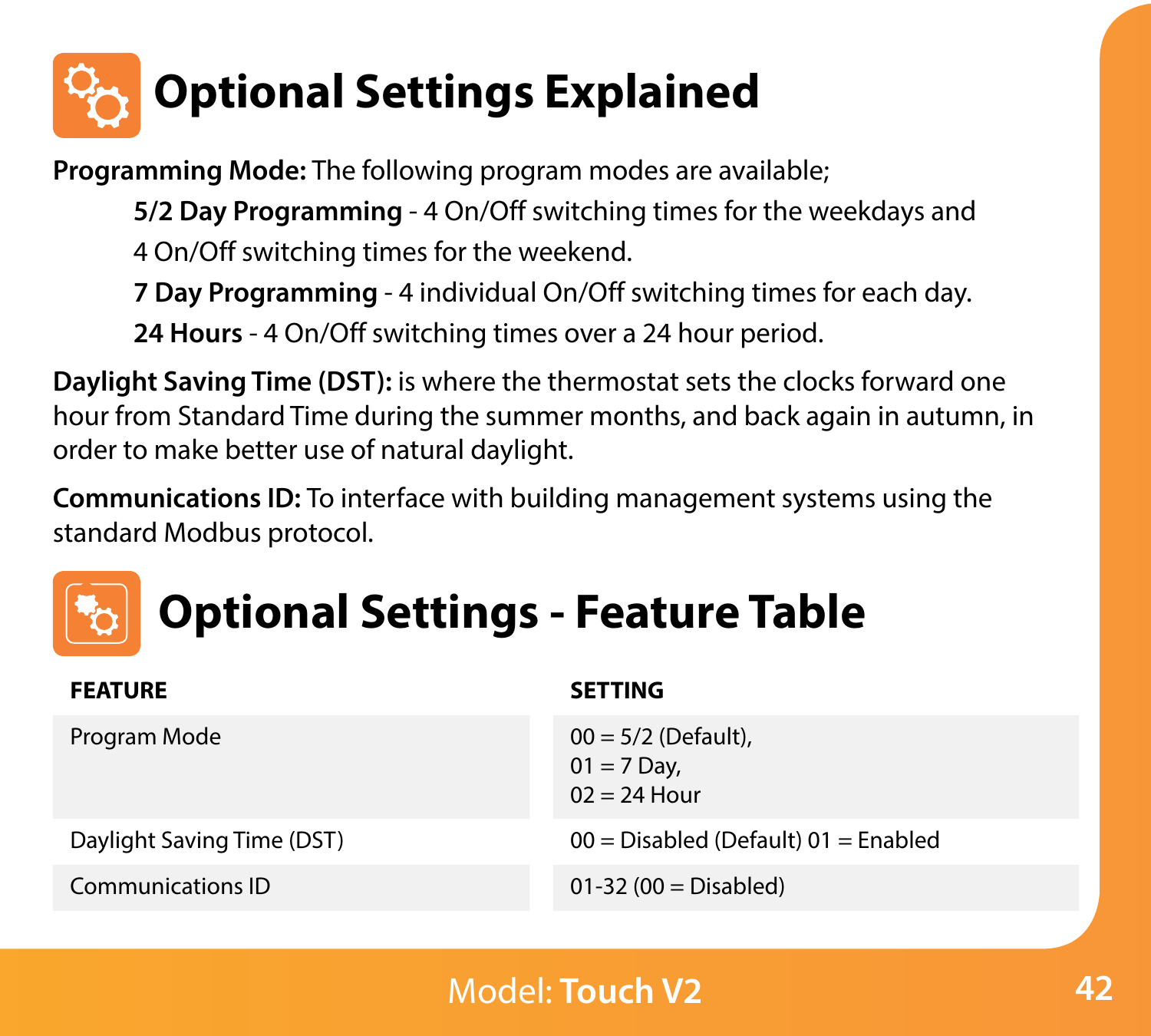# Optional Settings Explained

**Programming Mode:** The following program modes are available;

**5/2 Day Programming** - 4 On/Off switching times for the weekdays and 4 On/Off switching times for the weekend.

**7 Day Programming** - 4 individual On/Off switching times for each day.

**24 Hours** - 4 On/Off switching times over a 24 hour period.

**Daylight Saving Time (DST):** is where the thermostat sets the clocks forward one hour from Standard Time during the summer months, and back again in autumn, in order to make better use of natural daylight.

**Communications ID:** To interface with building management systems using the standard Modbus protocol.

# Optional Settings - Feature Table

| FEATURE | SETTING |
|---|---|
| Program Mode | 00 = 5/2 (Default),<br>01 = 7 Day,<br>02 = 24 Hour |
| Daylight Saving Time (DST) | 00 = Disabled (Default) 01 = Enabled |
| Communications ID | 01-32 (00 = Disabled) |

Model: **Touch V2**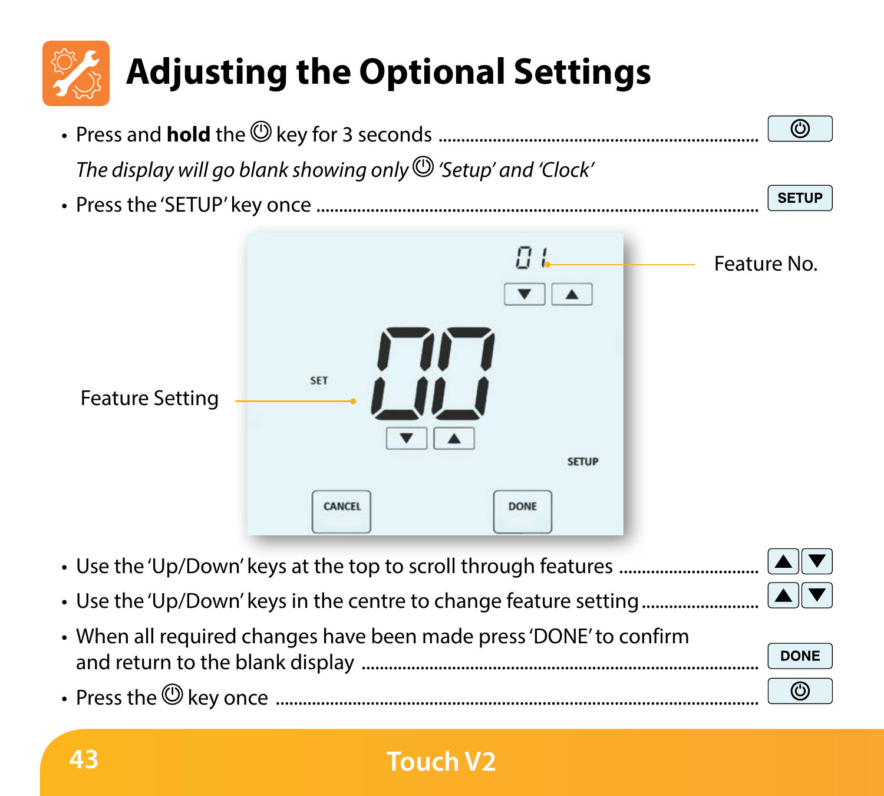# Adjusting the Optional Settings

- Press and **hold** the ⏻ key for 3 seconds ........................................................ ⏻

  *The display will go blank showing only ⏻ 'Setup' and 'Clock'*

- Press the 'SETUP' key once ........................................................ SETUP

Feature No.

Feature Setting

- Use the 'Up/Down' keys at the top to scroll through features ........................ ▲ ▼
- Use the 'Up/Down' keys in the centre to change feature setting ........................ ▲ ▼
- When all required changes have been made press 'DONE' to confirm and return to the blank display ........................................................ DONE
- Press the ⏻ key once ........................................................ ⏻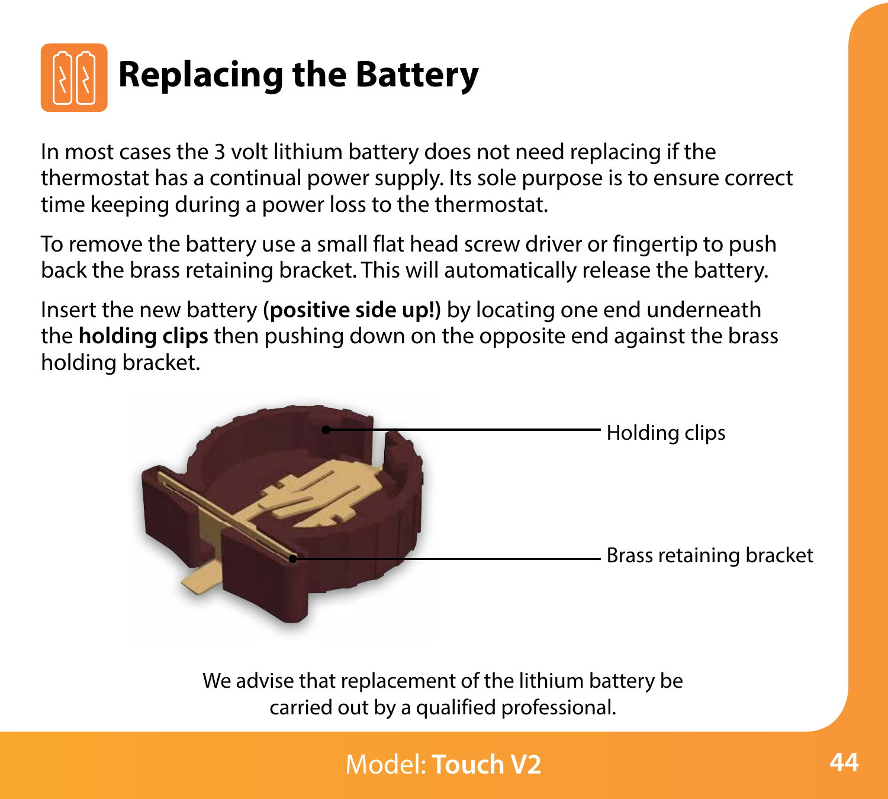# Replacing the Battery

In most cases the 3 volt lithium battery does not need replacing if the thermostat has a continual power supply. Its sole purpose is to ensure correct time keeping during a power loss to the thermostat.

To remove the battery use a small flat head screw driver or fingertip to push back the brass retaining bracket. This will automatically release the battery.

Insert the new battery **(positive side up!)** by locating one end underneath the **holding clips** then pushing down on the opposite end against the brass holding bracket.

Holding clips

Brass retaining bracket

We advise that replacement of the lithium battery be carried out by a qualified professional.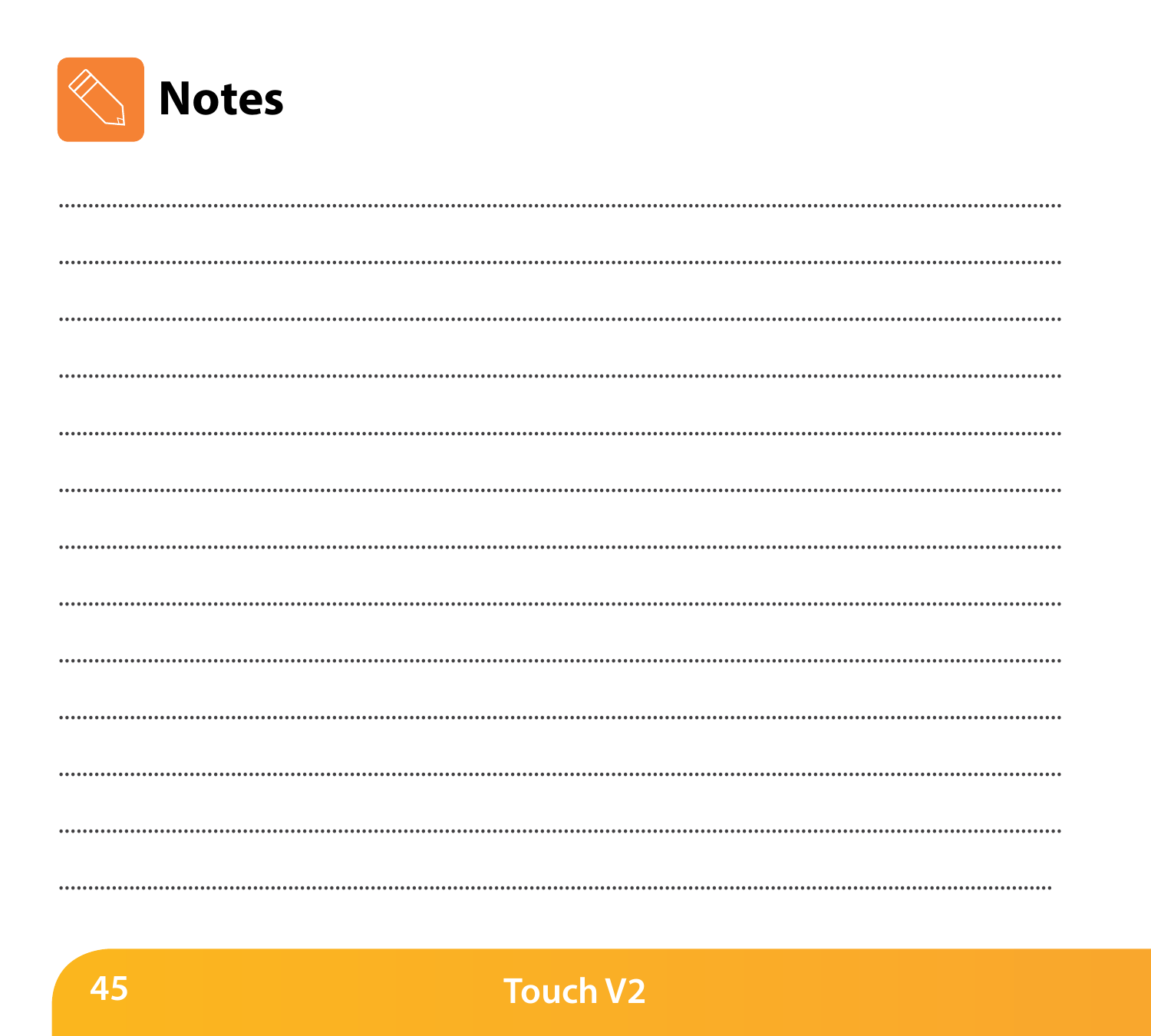# Notes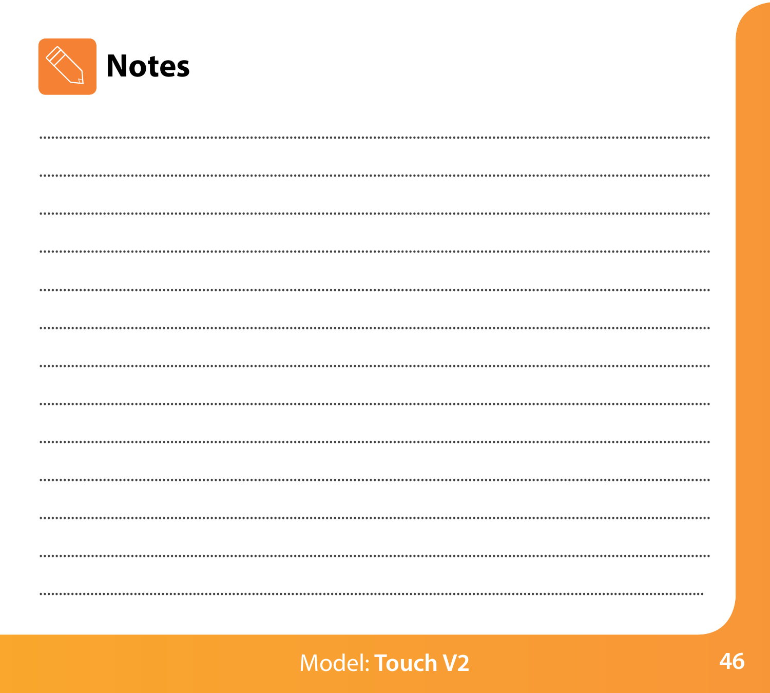# Notes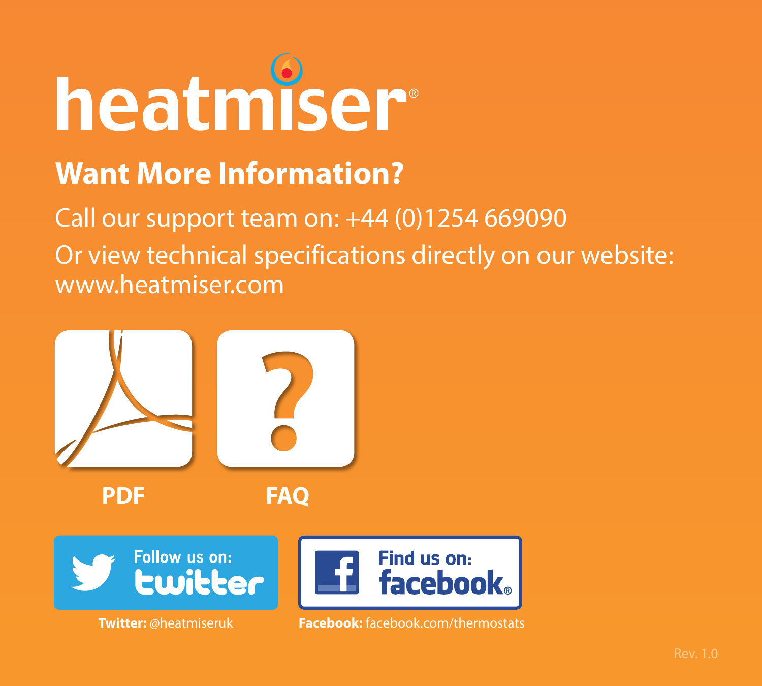# heatmiser®

## Want More Information?

Call our support team on: +44 (0)1254 669090

Or view technical specifications directly on our website: www.heatmiser.com

**PDF**

**FAQ**

Follow us on: twitter

Find us on: facebook

**Twitter:** @heatmiseruk

**Facebook:** facebook.com/thermostats

Rev. 1.0